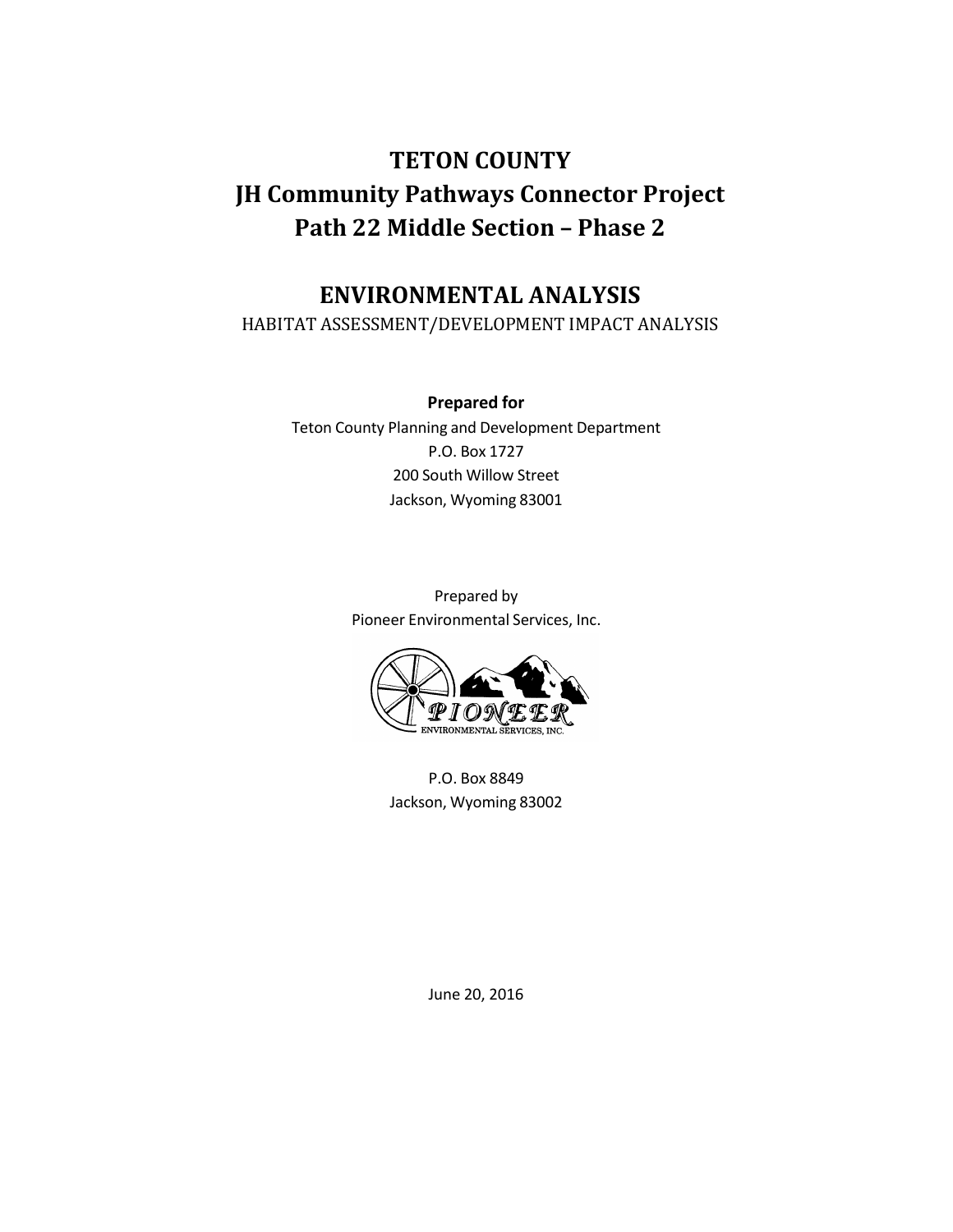# TETON COUNTY
# JH Community Pathways Connector Project
# Path 22 Middle Section – Phase 2

## ENVIRONMENTAL ANALYSIS

HABITAT ASSESSMENT/DEVELOPMENT IMPACT ANALYSIS

**Prepared for**

Teton County Planning and Development Department
P.O. Box 1727
200 South Willow Street
Jackson, Wyoming 83001

Prepared by
Pioneer Environmental Services, Inc.

PIONEER
ENVIRONMENTAL SERVICES, INC.

P.O. Box 8849
Jackson, Wyoming 83002

June 20, 2016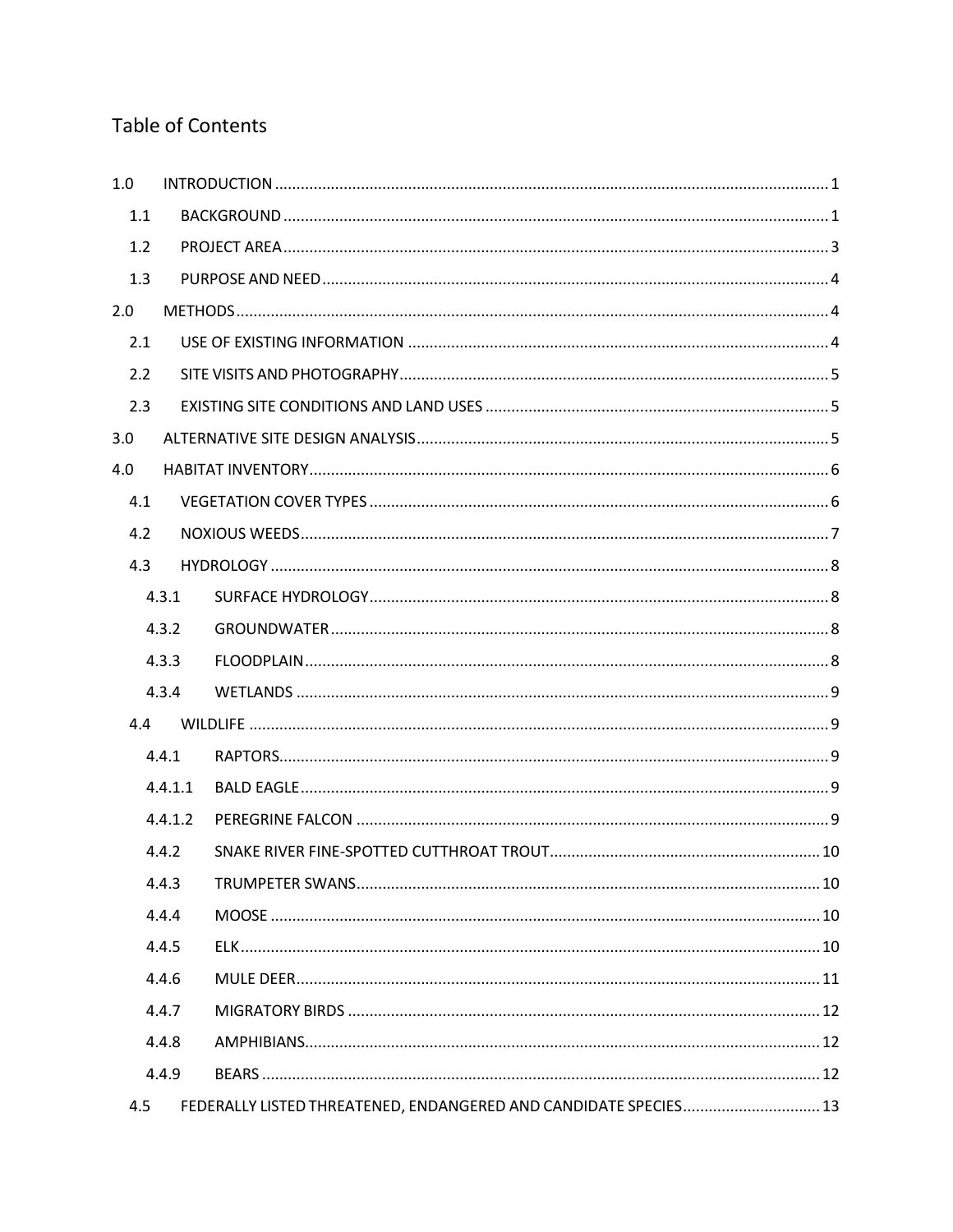# Table of Contents

| | | |
|---|---|---|
| 1.0 | INTRODUCTION | 1 |
| 1.1 | BACKGROUND | 1 |
| 1.2 | PROJECT AREA | 3 |
| 1.3 | PURPOSE AND NEED | 4 |
| 2.0 | METHODS | 4 |
| 2.1 | USE OF EXISTING INFORMATION | 4 |
| 2.2 | SITE VISITS AND PHOTOGRAPHY | 5 |
| 2.3 | EXISTING SITE CONDITIONS AND LAND USES | 5 |
| 3.0 | ALTERNATIVE SITE DESIGN ANALYSIS | 5 |
| 4.0 | HABITAT INVENTORY | 6 |
| 4.1 | VEGETATION COVER TYPES | 6 |
| 4.2 | NOXIOUS WEEDS | 7 |
| 4.3 | HYDROLOGY | 8 |
| 4.3.1 | SURFACE HYDROLOGY | 8 |
| 4.3.2 | GROUNDWATER | 8 |
| 4.3.3 | FLOODPLAIN | 8 |
| 4.3.4 | WETLANDS | 9 |
| 4.4 | WILDLIFE | 9 |
| 4.4.1 | RAPTORS | 9 |
| 4.4.1.1 | BALD EAGLE | 9 |
| 4.4.1.2 | PEREGRINE FALCON | 9 |
| 4.4.2 | SNAKE RIVER FINE-SPOTTED CUTTHROAT TROUT | 10 |
| 4.4.3 | TRUMPETER SWANS | 10 |
| 4.4.4 | MOOSE | 10 |
| 4.4.5 | ELK | 10 |
| 4.4.6 | MULE DEER | 11 |
| 4.4.7 | MIGRATORY BIRDS | 12 |
| 4.4.8 | AMPHIBIANS | 12 |
| 4.4.9 | BEARS | 12 |
| 4.5 | FEDERALLY LISTED THREATENED, ENDANGERED AND CANDIDATE SPECIES | 13 |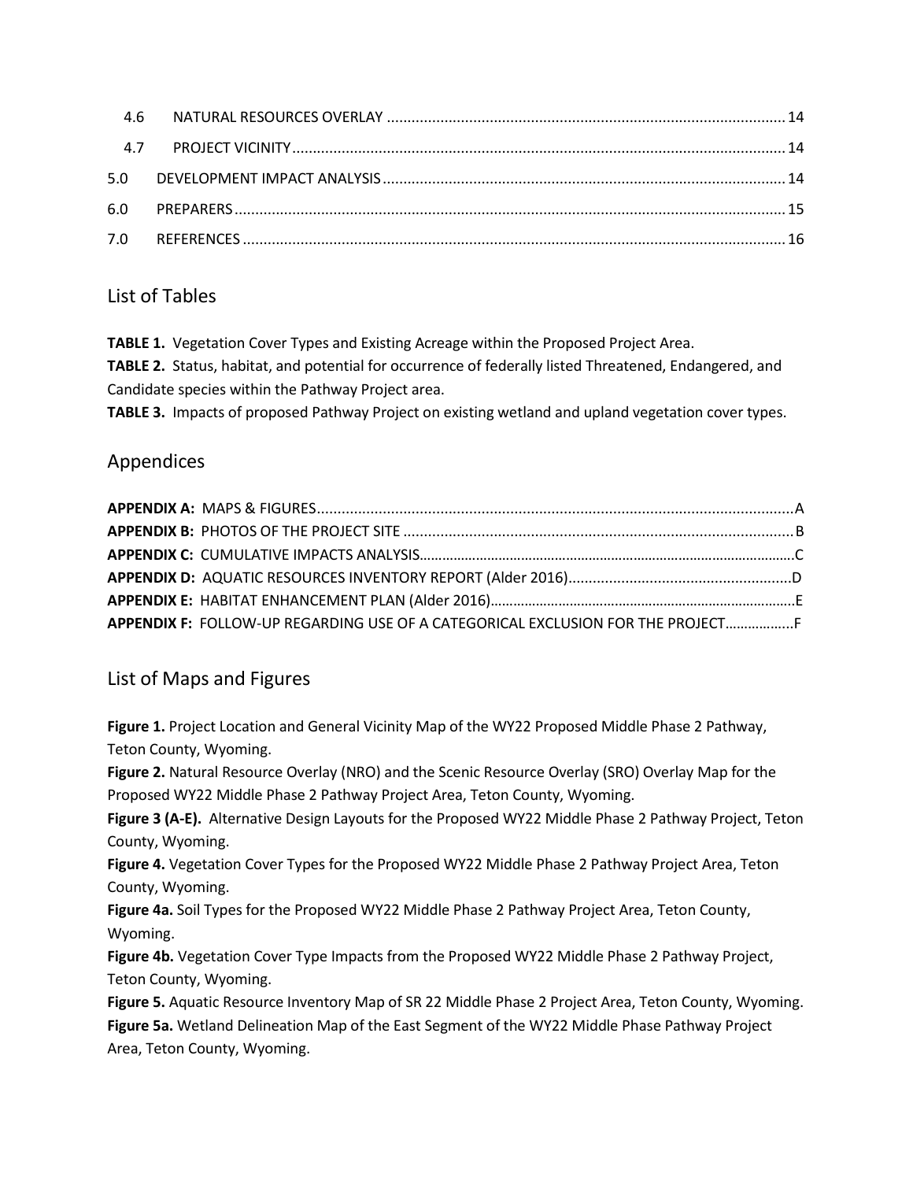4.6 NATURAL RESOURCES OVERLAY ............................................................................................... 14

4.7 PROJECT VICINITY ....................................................................................................................... 14

5.0 DEVELOPMENT IMPACT ANALYSIS ................................................................................................. 14

6.0 PREPARERS ..................................................................................................................................... 15

7.0 REFERENCES ................................................................................................................................... 16

## List of Tables

**TABLE 1.** Vegetation Cover Types and Existing Acreage within the Proposed Project Area.

**TABLE 2.** Status, habitat, and potential for occurrence of federally listed Threatened, Endangered, and Candidate species within the Pathway Project area.

**TABLE 3.** Impacts of proposed Pathway Project on existing wetland and upland vegetation cover types.

## Appendices

**APPENDIX A:** MAPS & FIGURES....................................................................................................................A

**APPENDIX B:** PHOTOS OF THE PROJECT SITE ...............................................................................................B

**APPENDIX C:** CUMULATIVE IMPACTS ANALYSIS.........................................................................................C

**APPENDIX D:** AQUATIC RESOURCES INVENTORY REPORT (Alder 2016).......................................................D

**APPENDIX E:** HABITAT ENHANCEMENT PLAN (Alder 2016)...........................................................................E

**APPENDIX F:** FOLLOW-UP REGARDING USE OF A CATEGORICAL EXCLUSION FOR THE PROJECT..................F

## List of Maps and Figures

**Figure 1.** Project Location and General Vicinity Map of the WY22 Proposed Middle Phase 2 Pathway, Teton County, Wyoming.

**Figure 2.** Natural Resource Overlay (NRO) and the Scenic Resource Overlay (SRO) Overlay Map for the Proposed WY22 Middle Phase 2 Pathway Project Area, Teton County, Wyoming.

**Figure 3 (A-E).** Alternative Design Layouts for the Proposed WY22 Middle Phase 2 Pathway Project, Teton County, Wyoming.

**Figure 4.** Vegetation Cover Types for the Proposed WY22 Middle Phase 2 Pathway Project Area, Teton County, Wyoming.

**Figure 4a.** Soil Types for the Proposed WY22 Middle Phase 2 Pathway Project Area, Teton County, Wyoming.

**Figure 4b.** Vegetation Cover Type Impacts from the Proposed WY22 Middle Phase 2 Pathway Project, Teton County, Wyoming.

**Figure 5.** Aquatic Resource Inventory Map of SR 22 Middle Phase 2 Project Area, Teton County, Wyoming.

**Figure 5a.** Wetland Delineation Map of the East Segment of the WY22 Middle Phase Pathway Project Area, Teton County, Wyoming.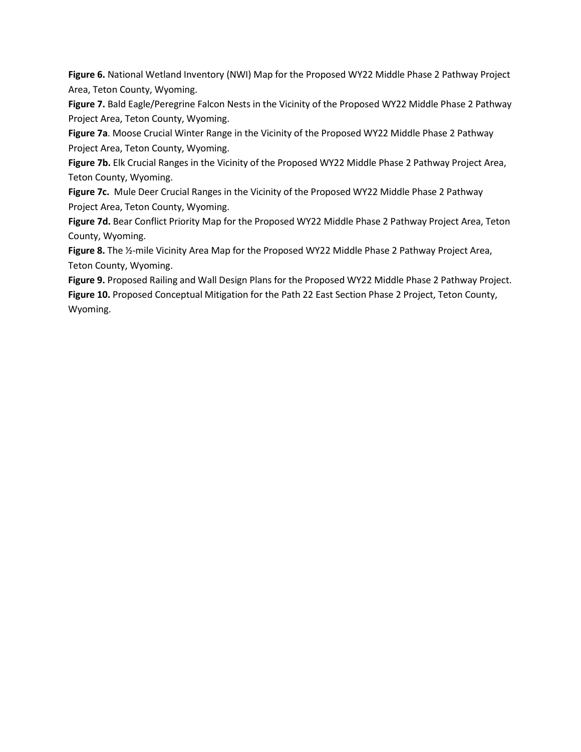**Figure 6.** National Wetland Inventory (NWI) Map for the Proposed WY22 Middle Phase 2 Pathway Project Area, Teton County, Wyoming.

**Figure 7.** Bald Eagle/Peregrine Falcon Nests in the Vicinity of the Proposed WY22 Middle Phase 2 Pathway Project Area, Teton County, Wyoming.

**Figure 7a**. Moose Crucial Winter Range in the Vicinity of the Proposed WY22 Middle Phase 2 Pathway Project Area, Teton County, Wyoming.

**Figure 7b.** Elk Crucial Ranges in the Vicinity of the Proposed WY22 Middle Phase 2 Pathway Project Area, Teton County, Wyoming.

**Figure 7c.** Mule Deer Crucial Ranges in the Vicinity of the Proposed WY22 Middle Phase 2 Pathway Project Area, Teton County, Wyoming.

**Figure 7d.** Bear Conflict Priority Map for the Proposed WY22 Middle Phase 2 Pathway Project Area, Teton County, Wyoming.

**Figure 8.** The ½-mile Vicinity Area Map for the Proposed WY22 Middle Phase 2 Pathway Project Area, Teton County, Wyoming.

**Figure 9.** Proposed Railing and Wall Design Plans for the Proposed WY22 Middle Phase 2 Pathway Project.

**Figure 10.** Proposed Conceptual Mitigation for the Path 22 East Section Phase 2 Project, Teton County, Wyoming.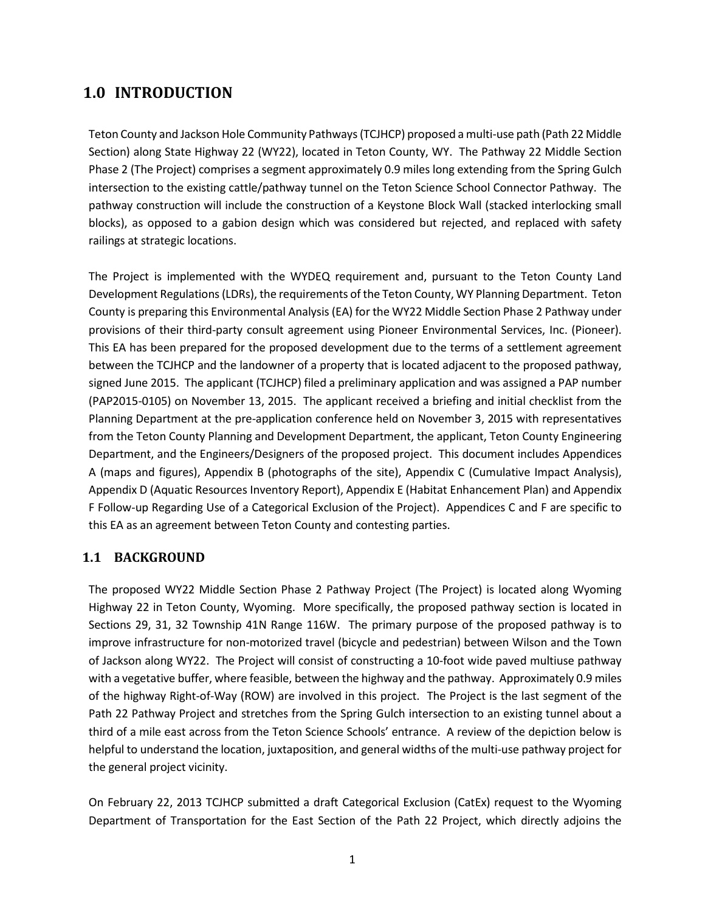# 1.0 INTRODUCTION

Teton County and Jackson Hole Community Pathways (TCJHCP) proposed a multi-use path (Path 22 Middle Section) along State Highway 22 (WY22), located in Teton County, WY. The Pathway 22 Middle Section Phase 2 (The Project) comprises a segment approximately 0.9 miles long extending from the Spring Gulch intersection to the existing cattle/pathway tunnel on the Teton Science School Connector Pathway. The pathway construction will include the construction of a Keystone Block Wall (stacked interlocking small blocks), as opposed to a gabion design which was considered but rejected, and replaced with safety railings at strategic locations.

The Project is implemented with the WYDEQ requirement and, pursuant to the Teton County Land Development Regulations (LDRs), the requirements of the Teton County, WY Planning Department. Teton County is preparing this Environmental Analysis (EA) for the WY22 Middle Section Phase 2 Pathway under provisions of their third-party consult agreement using Pioneer Environmental Services, Inc. (Pioneer). This EA has been prepared for the proposed development due to the terms of a settlement agreement between the TCJHCP and the landowner of a property that is located adjacent to the proposed pathway, signed June 2015. The applicant (TCJHCP) filed a preliminary application and was assigned a PAP number (PAP2015-0105) on November 13, 2015. The applicant received a briefing and initial checklist from the Planning Department at the pre-application conference held on November 3, 2015 with representatives from the Teton County Planning and Development Department, the applicant, Teton County Engineering Department, and the Engineers/Designers of the proposed project. This document includes Appendices A (maps and figures), Appendix B (photographs of the site), Appendix C (Cumulative Impact Analysis), Appendix D (Aquatic Resources Inventory Report), Appendix E (Habitat Enhancement Plan) and Appendix F Follow-up Regarding Use of a Categorical Exclusion of the Project). Appendices C and F are specific to this EA as an agreement between Teton County and contesting parties.

## 1.1 BACKGROUND

The proposed WY22 Middle Section Phase 2 Pathway Project (The Project) is located along Wyoming Highway 22 in Teton County, Wyoming. More specifically, the proposed pathway section is located in Sections 29, 31, 32 Township 41N Range 116W. The primary purpose of the proposed pathway is to improve infrastructure for non-motorized travel (bicycle and pedestrian) between Wilson and the Town of Jackson along WY22. The Project will consist of constructing a 10-foot wide paved multiuse pathway with a vegetative buffer, where feasible, between the highway and the pathway. Approximately 0.9 miles of the highway Right-of-Way (ROW) are involved in this project. The Project is the last segment of the Path 22 Pathway Project and stretches from the Spring Gulch intersection to an existing tunnel about a third of a mile east across from the Teton Science Schools' entrance. A review of the depiction below is helpful to understand the location, juxtaposition, and general widths of the multi-use pathway project for the general project vicinity.

On February 22, 2013 TCJHCP submitted a draft Categorical Exclusion (CatEx) request to the Wyoming Department of Transportation for the East Section of the Path 22 Project, which directly adjoins the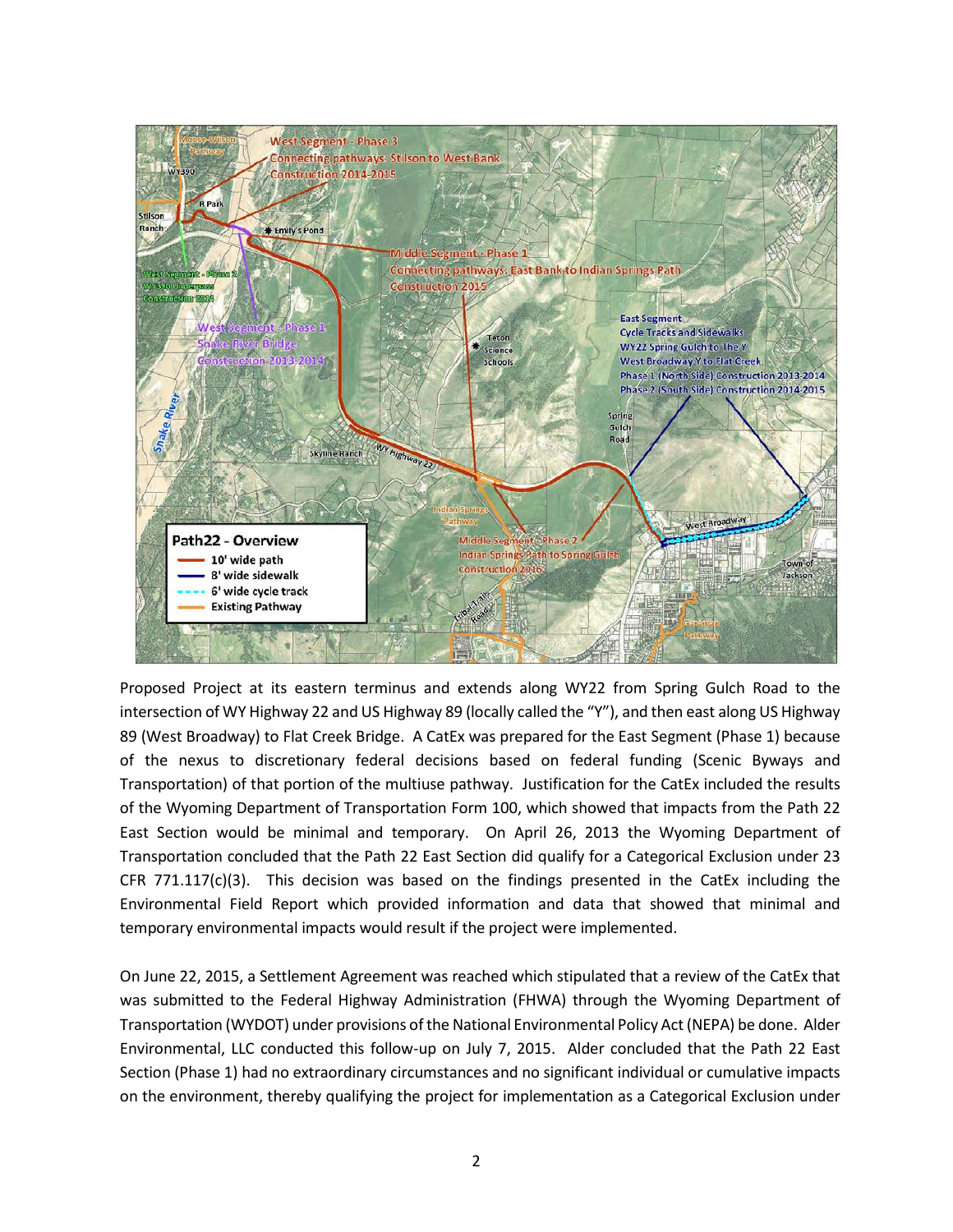West Segment - Phase 3
Connecting pathways: Stilson to West Bank
Construction 2014-2015

Moose-Wilson Pathway
WY390
R Park
Stilson Ranch
Emily's Pond

West Segment - Phase 2
WY390 Underpass
Construction 2014

Middle Segment - Phase 1
Connecting pathways: East Bank to Indian Springs Path
Construction 2015

West Segment - Phase 1
Snake River Bridge
Construction 2013-2014

Teton Science Schools

East Segment
Cycle Tracks and Sidewalks
WY22 Spring Gulch to the Y
West Broadway Y to Flat Creek
Phase 1 (North Side) Construction 2013-2014
Phase 2 (South Side) Construction 2014-2015

Snake River
Skyline Ranch
WY Highway 22
Spring Gulch Road
Indian Springs Pathway

Middle Segment - Phase 2
Indian Springs Path to Spring Gulch
Construction 2016

West Broadway
Town of Jackson
Tribal Trails Road
Cache Creek Pathway

Path22 - Overview
10' wide path
8' wide sidewalk
6' wide cycle track
Existing Pathway

Proposed Project at its eastern terminus and extends along WY22 from Spring Gulch Road to the intersection of WY Highway 22 and US Highway 89 (locally called the "Y"), and then east along US Highway 89 (West Broadway) to Flat Creek Bridge. A CatEx was prepared for the East Segment (Phase 1) because of the nexus to discretionary federal decisions based on federal funding (Scenic Byways and Transportation) of that portion of the multiuse pathway. Justification for the CatEx included the results of the Wyoming Department of Transportation Form 100, which showed that impacts from the Path 22 East Section would be minimal and temporary. On April 26, 2013 the Wyoming Department of Transportation concluded that the Path 22 East Section did qualify for a Categorical Exclusion under 23 CFR 771.117(c)(3). This decision was based on the findings presented in the CatEx including the Environmental Field Report which provided information and data that showed that minimal and temporary environmental impacts would result if the project were implemented.

On June 22, 2015, a Settlement Agreement was reached which stipulated that a review of the CatEx that was submitted to the Federal Highway Administration (FHWA) through the Wyoming Department of Transportation (WYDOT) under provisions of the National Environmental Policy Act (NEPA) be done. Alder Environmental, LLC conducted this follow-up on July 7, 2015. Alder concluded that the Path 22 East Section (Phase 1) had no extraordinary circumstances and no significant individual or cumulative impacts on the environment, thereby qualifying the project for implementation as a Categorical Exclusion under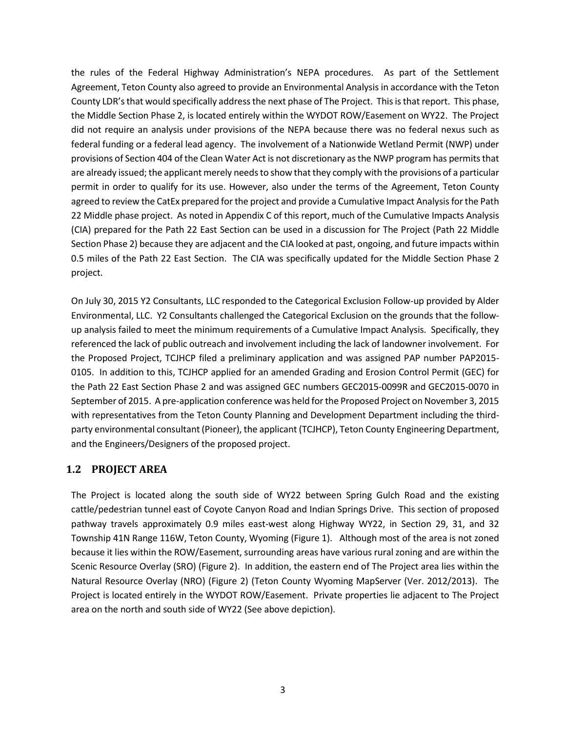the rules of the Federal Highway Administration's NEPA procedures. As part of the Settlement Agreement, Teton County also agreed to provide an Environmental Analysis in accordance with the Teton County LDR's that would specifically address the next phase of The Project. This is that report. This phase, the Middle Section Phase 2, is located entirely within the WYDOT ROW/Easement on WY22. The Project did not require an analysis under provisions of the NEPA because there was no federal nexus such as federal funding or a federal lead agency. The involvement of a Nationwide Wetland Permit (NWP) under provisions of Section 404 of the Clean Water Act is not discretionary as the NWP program has permits that are already issued; the applicant merely needs to show that they comply with the provisions of a particular permit in order to qualify for its use. However, also under the terms of the Agreement, Teton County agreed to review the CatEx prepared for the project and provide a Cumulative Impact Analysis for the Path 22 Middle phase project. As noted in Appendix C of this report, much of the Cumulative Impacts Analysis (CIA) prepared for the Path 22 East Section can be used in a discussion for The Project (Path 22 Middle Section Phase 2) because they are adjacent and the CIA looked at past, ongoing, and future impacts within 0.5 miles of the Path 22 East Section. The CIA was specifically updated for the Middle Section Phase 2 project.

On July 30, 2015 Y2 Consultants, LLC responded to the Categorical Exclusion Follow-up provided by Alder Environmental, LLC. Y2 Consultants challenged the Categorical Exclusion on the grounds that the follow-up analysis failed to meet the minimum requirements of a Cumulative Impact Analysis. Specifically, they referenced the lack of public outreach and involvement including the lack of landowner involvement. For the Proposed Project, TCJHCP filed a preliminary application and was assigned PAP number PAP2015-0105. In addition to this, TCJHCP applied for an amended Grading and Erosion Control Permit (GEC) for the Path 22 East Section Phase 2 and was assigned GEC numbers GEC2015-0099R and GEC2015-0070 in September of 2015. A pre-application conference was held for the Proposed Project on November 3, 2015 with representatives from the Teton County Planning and Development Department including the third-party environmental consultant (Pioneer), the applicant (TCJHCP), Teton County Engineering Department, and the Engineers/Designers of the proposed project.

## 1.2 PROJECT AREA

The Project is located along the south side of WY22 between Spring Gulch Road and the existing cattle/pedestrian tunnel east of Coyote Canyon Road and Indian Springs Drive. This section of proposed pathway travels approximately 0.9 miles east-west along Highway WY22, in Section 29, 31, and 32 Township 41N Range 116W, Teton County, Wyoming (Figure 1). Although most of the area is not zoned because it lies within the ROW/Easement, surrounding areas have various rural zoning and are within the Scenic Resource Overlay (SRO) (Figure 2). In addition, the eastern end of The Project area lies within the Natural Resource Overlay (NRO) (Figure 2) (Teton County Wyoming MapServer (Ver. 2012/2013). The Project is located entirely in the WYDOT ROW/Easement. Private properties lie adjacent to The Project area on the north and south side of WY22 (See above depiction).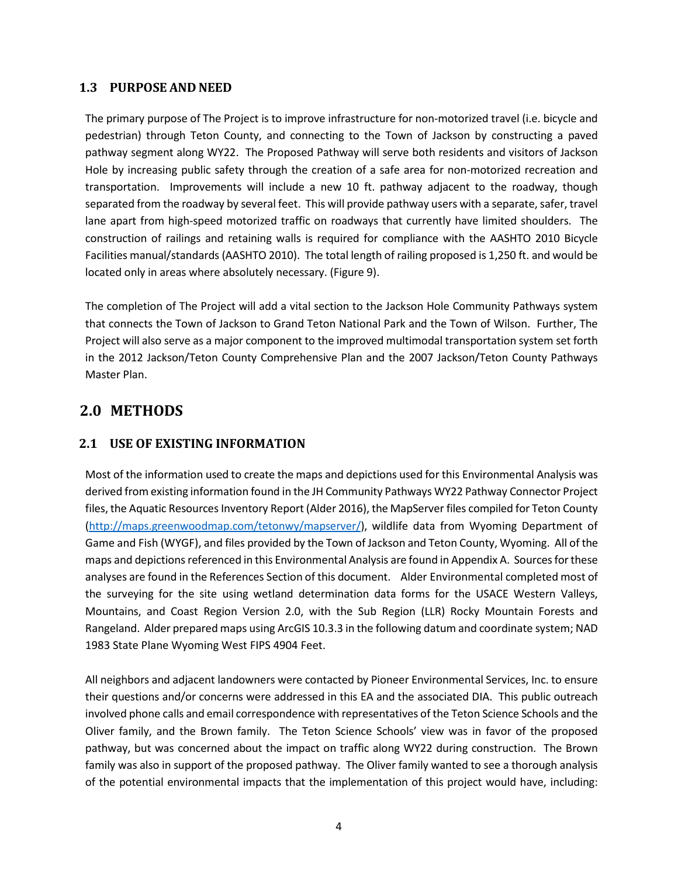## 1.3 PURPOSE AND NEED

The primary purpose of The Project is to improve infrastructure for non-motorized travel (i.e. bicycle and pedestrian) through Teton County, and connecting to the Town of Jackson by constructing a paved pathway segment along WY22. The Proposed Pathway will serve both residents and visitors of Jackson Hole by increasing public safety through the creation of a safe area for non-motorized recreation and transportation. Improvements will include a new 10 ft. pathway adjacent to the roadway, though separated from the roadway by several feet. This will provide pathway users with a separate, safer, travel lane apart from high-speed motorized traffic on roadways that currently have limited shoulders. The construction of railings and retaining walls is required for compliance with the AASHTO 2010 Bicycle Facilities manual/standards (AASHTO 2010). The total length of railing proposed is 1,250 ft. and would be located only in areas where absolutely necessary. (Figure 9).

The completion of The Project will add a vital section to the Jackson Hole Community Pathways system that connects the Town of Jackson to Grand Teton National Park and the Town of Wilson. Further, The Project will also serve as a major component to the improved multimodal transportation system set forth in the 2012 Jackson/Teton County Comprehensive Plan and the 2007 Jackson/Teton County Pathways Master Plan.

# 2.0 METHODS

## 2.1 USE OF EXISTING INFORMATION

Most of the information used to create the maps and depictions used for this Environmental Analysis was derived from existing information found in the JH Community Pathways WY22 Pathway Connector Project files, the Aquatic Resources Inventory Report (Alder 2016), the MapServer files compiled for Teton County (http://maps.greenwoodmap.com/tetonwy/mapserver/), wildlife data from Wyoming Department of Game and Fish (WYGF), and files provided by the Town of Jackson and Teton County, Wyoming. All of the maps and depictions referenced in this Environmental Analysis are found in Appendix A. Sources for these analyses are found in the References Section of this document. Alder Environmental completed most of the surveying for the site using wetland determination data forms for the USACE Western Valleys, Mountains, and Coast Region Version 2.0, with the Sub Region (LLR) Rocky Mountain Forests and Rangeland. Alder prepared maps using ArcGIS 10.3.3 in the following datum and coordinate system; NAD 1983 State Plane Wyoming West FIPS 4904 Feet.

All neighbors and adjacent landowners were contacted by Pioneer Environmental Services, Inc. to ensure their questions and/or concerns were addressed in this EA and the associated DIA. This public outreach involved phone calls and email correspondence with representatives of the Teton Science Schools and the Oliver family, and the Brown family. The Teton Science Schools' view was in favor of the proposed pathway, but was concerned about the impact on traffic along WY22 during construction. The Brown family was also in support of the proposed pathway. The Oliver family wanted to see a thorough analysis of the potential environmental impacts that the implementation of this project would have, including: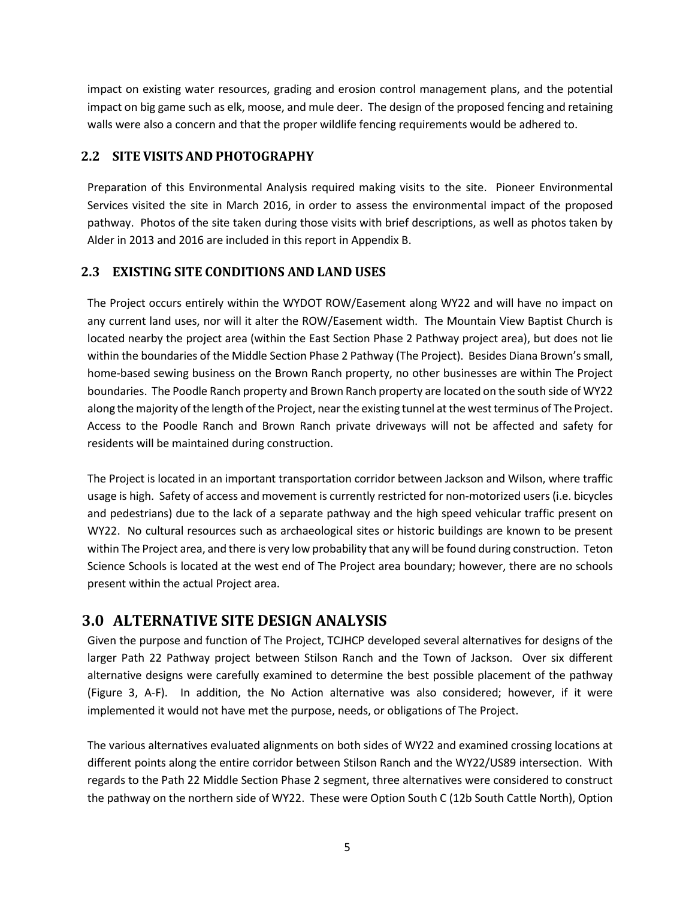impact on existing water resources, grading and erosion control management plans, and the potential impact on big game such as elk, moose, and mule deer. The design of the proposed fencing and retaining walls were also a concern and that the proper wildlife fencing requirements would be adhered to.

## 2.2 SITE VISITS AND PHOTOGRAPHY

Preparation of this Environmental Analysis required making visits to the site. Pioneer Environmental Services visited the site in March 2016, in order to assess the environmental impact of the proposed pathway. Photos of the site taken during those visits with brief descriptions, as well as photos taken by Alder in 2013 and 2016 are included in this report in Appendix B.

## 2.3 EXISTING SITE CONDITIONS AND LAND USES

The Project occurs entirely within the WYDOT ROW/Easement along WY22 and will have no impact on any current land uses, nor will it alter the ROW/Easement width. The Mountain View Baptist Church is located nearby the project area (within the East Section Phase 2 Pathway project area), but does not lie within the boundaries of the Middle Section Phase 2 Pathway (The Project). Besides Diana Brown's small, home-based sewing business on the Brown Ranch property, no other businesses are within The Project boundaries. The Poodle Ranch property and Brown Ranch property are located on the south side of WY22 along the majority of the length of the Project, near the existing tunnel at the west terminus of The Project. Access to the Poodle Ranch and Brown Ranch private driveways will not be affected and safety for residents will be maintained during construction.

The Project is located in an important transportation corridor between Jackson and Wilson, where traffic usage is high. Safety of access and movement is currently restricted for non-motorized users (i.e. bicycles and pedestrians) due to the lack of a separate pathway and the high speed vehicular traffic present on WY22. No cultural resources such as archaeological sites or historic buildings are known to be present within The Project area, and there is very low probability that any will be found during construction. Teton Science Schools is located at the west end of The Project area boundary; however, there are no schools present within the actual Project area.

# 3.0 ALTERNATIVE SITE DESIGN ANALYSIS

Given the purpose and function of The Project, TCJHCP developed several alternatives for designs of the larger Path 22 Pathway project between Stilson Ranch and the Town of Jackson. Over six different alternative designs were carefully examined to determine the best possible placement of the pathway (Figure 3, A-F). In addition, the No Action alternative was also considered; however, if it were implemented it would not have met the purpose, needs, or obligations of The Project.

The various alternatives evaluated alignments on both sides of WY22 and examined crossing locations at different points along the entire corridor between Stilson Ranch and the WY22/US89 intersection. With regards to the Path 22 Middle Section Phase 2 segment, three alternatives were considered to construct the pathway on the northern side of WY22. These were Option South C (12b South Cattle North), Option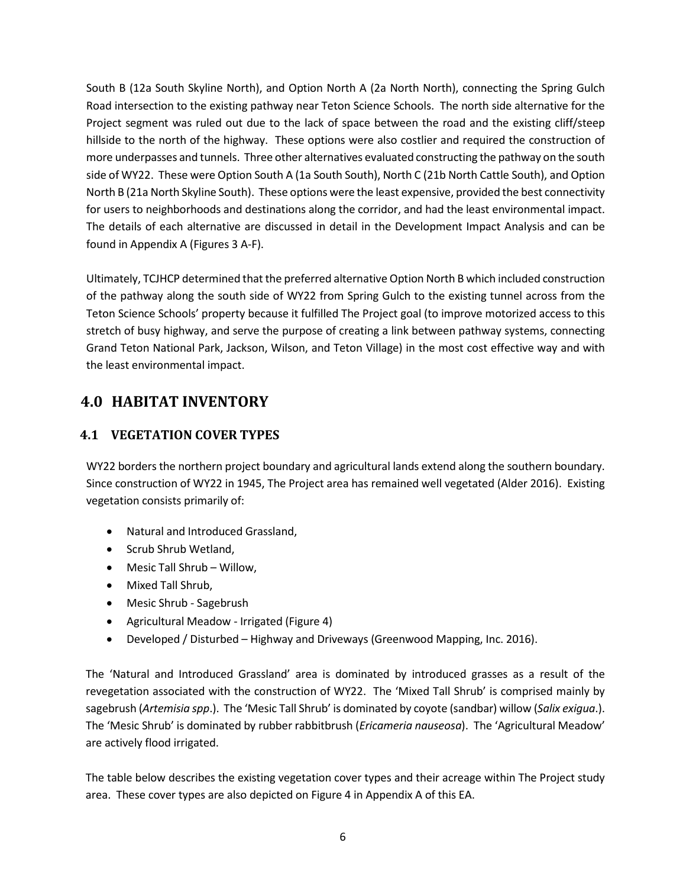South B (12a South Skyline North), and Option North A (2a North North), connecting the Spring Gulch Road intersection to the existing pathway near Teton Science Schools. The north side alternative for the Project segment was ruled out due to the lack of space between the road and the existing cliff/steep hillside to the north of the highway. These options were also costlier and required the construction of more underpasses and tunnels. Three other alternatives evaluated constructing the pathway on the south side of WY22. These were Option South A (1a South South), North C (21b North Cattle South), and Option North B (21a North Skyline South). These options were the least expensive, provided the best connectivity for users to neighborhoods and destinations along the corridor, and had the least environmental impact. The details of each alternative are discussed in detail in the Development Impact Analysis and can be found in Appendix A (Figures 3 A-F).

Ultimately, TCJHCP determined that the preferred alternative Option North B which included construction of the pathway along the south side of WY22 from Spring Gulch to the existing tunnel across from the Teton Science Schools' property because it fulfilled The Project goal (to improve motorized access to this stretch of busy highway, and serve the purpose of creating a link between pathway systems, connecting Grand Teton National Park, Jackson, Wilson, and Teton Village) in the most cost effective way and with the least environmental impact.

# 4.0 HABITAT INVENTORY

## 4.1 VEGETATION COVER TYPES

WY22 borders the northern project boundary and agricultural lands extend along the southern boundary. Since construction of WY22 in 1945, The Project area has remained well vegetated (Alder 2016). Existing vegetation consists primarily of:

- Natural and Introduced Grassland,
- Scrub Shrub Wetland,
- Mesic Tall Shrub – Willow,
- Mixed Tall Shrub,
- Mesic Shrub - Sagebrush
- Agricultural Meadow - Irrigated (Figure 4)
- Developed / Disturbed – Highway and Driveways (Greenwood Mapping, Inc. 2016).

The 'Natural and Introduced Grassland' area is dominated by introduced grasses as a result of the revegetation associated with the construction of WY22. The 'Mixed Tall Shrub' is comprised mainly by sagebrush (*Artemisia spp*.). The 'Mesic Tall Shrub' is dominated by coyote (sandbar) willow (*Salix exigua*.). The 'Mesic Shrub' is dominated by rubber rabbitbrush (*Ericameria nauseosa*). The 'Agricultural Meadow' are actively flood irrigated.

The table below describes the existing vegetation cover types and their acreage within The Project study area. These cover types are also depicted on Figure 4 in Appendix A of this EA.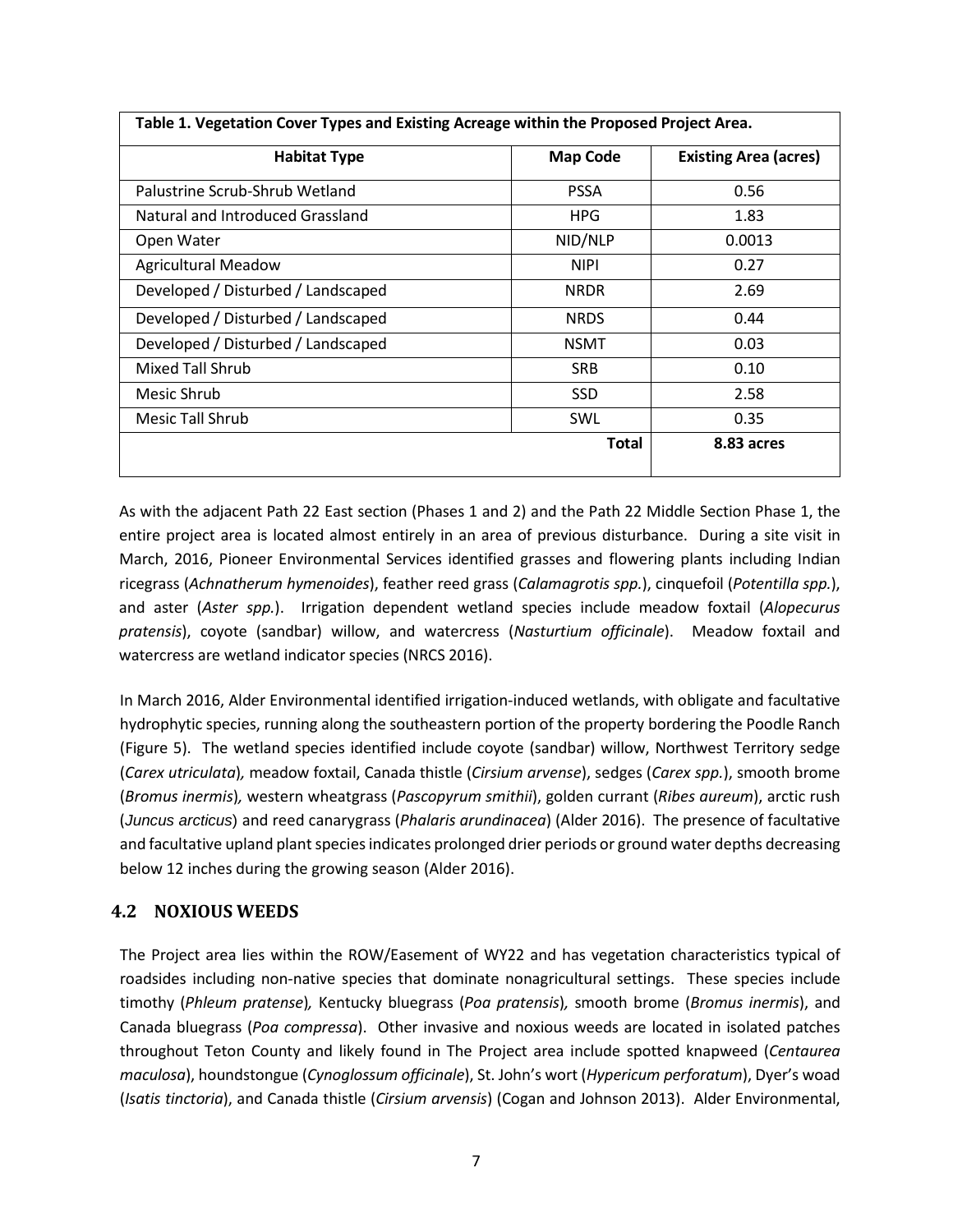**Table 1. Vegetation Cover Types and Existing Acreage within the Proposed Project Area.**

| Habitat Type | Map Code | Existing Area (acres) |
|---|---|---|
| Palustrine Scrub-Shrub Wetland | PSSA | 0.56 |
| Natural and Introduced Grassland | HPG | 1.83 |
| Open Water | NID/NLP | 0.0013 |
| Agricultural Meadow | NIPI | 0.27 |
| Developed / Disturbed / Landscaped | NRDR | 2.69 |
| Developed / Disturbed / Landscaped | NRDS | 0.44 |
| Developed / Disturbed / Landscaped | NSMT | 0.03 |
| Mixed Tall Shrub | SRB | 0.10 |
| Mesic Shrub | SSD | 2.58 |
| Mesic Tall Shrub | SWL | 0.35 |
| | **Total** | **8.83 acres** |

As with the adjacent Path 22 East section (Phases 1 and 2) and the Path 22 Middle Section Phase 1, the entire project area is located almost entirely in an area of previous disturbance. During a site visit in March, 2016, Pioneer Environmental Services identified grasses and flowering plants including Indian ricegrass (*Achnatherum hymenoides*), feather reed grass (*Calamagrotis spp.*), cinquefoil (*Potentilla spp.*), and aster (*Aster spp.*). Irrigation dependent wetland species include meadow foxtail (*Alopecurus pratensis*), coyote (sandbar) willow, and watercress (*Nasturtium officinale*). Meadow foxtail and watercress are wetland indicator species (NRCS 2016).

In March 2016, Alder Environmental identified irrigation-induced wetlands, with obligate and facultative hydrophytic species, running along the southeastern portion of the property bordering the Poodle Ranch (Figure 5). The wetland species identified include coyote (sandbar) willow, Northwest Territory sedge (*Carex utriculata*)*,* meadow foxtail, Canada thistle (*Cirsium arvense*), sedges (*Carex spp.*), smooth brome (*Bromus inermis*)*,* western wheatgrass (*Pascopyrum smithii*), golden currant (*Ribes aureum*), arctic rush (*Juncus arcticus*) and reed canarygrass (*Phalaris arundinacea*) (Alder 2016). The presence of facultative and facultative upland plant species indicates prolonged drier periods or ground water depths decreasing below 12 inches during the growing season (Alder 2016).

## 4.2 NOXIOUS WEEDS

The Project area lies within the ROW/Easement of WY22 and has vegetation characteristics typical of roadsides including non-native species that dominate nonagricultural settings. These species include timothy (*Phleum pratense*)*,* Kentucky bluegrass (*Poa pratensis*)*,* smooth brome (*Bromus inermis*), and Canada bluegrass (*Poa compressa*). Other invasive and noxious weeds are located in isolated patches throughout Teton County and likely found in The Project area include spotted knapweed (*Centaurea maculosa*), houndstongue (*Cynoglossum officinale*), St. John's wort (*Hypericum perforatum*), Dyer's woad (*Isatis tinctoria*), and Canada thistle (*Cirsium arvensis*) (Cogan and Johnson 2013). Alder Environmental,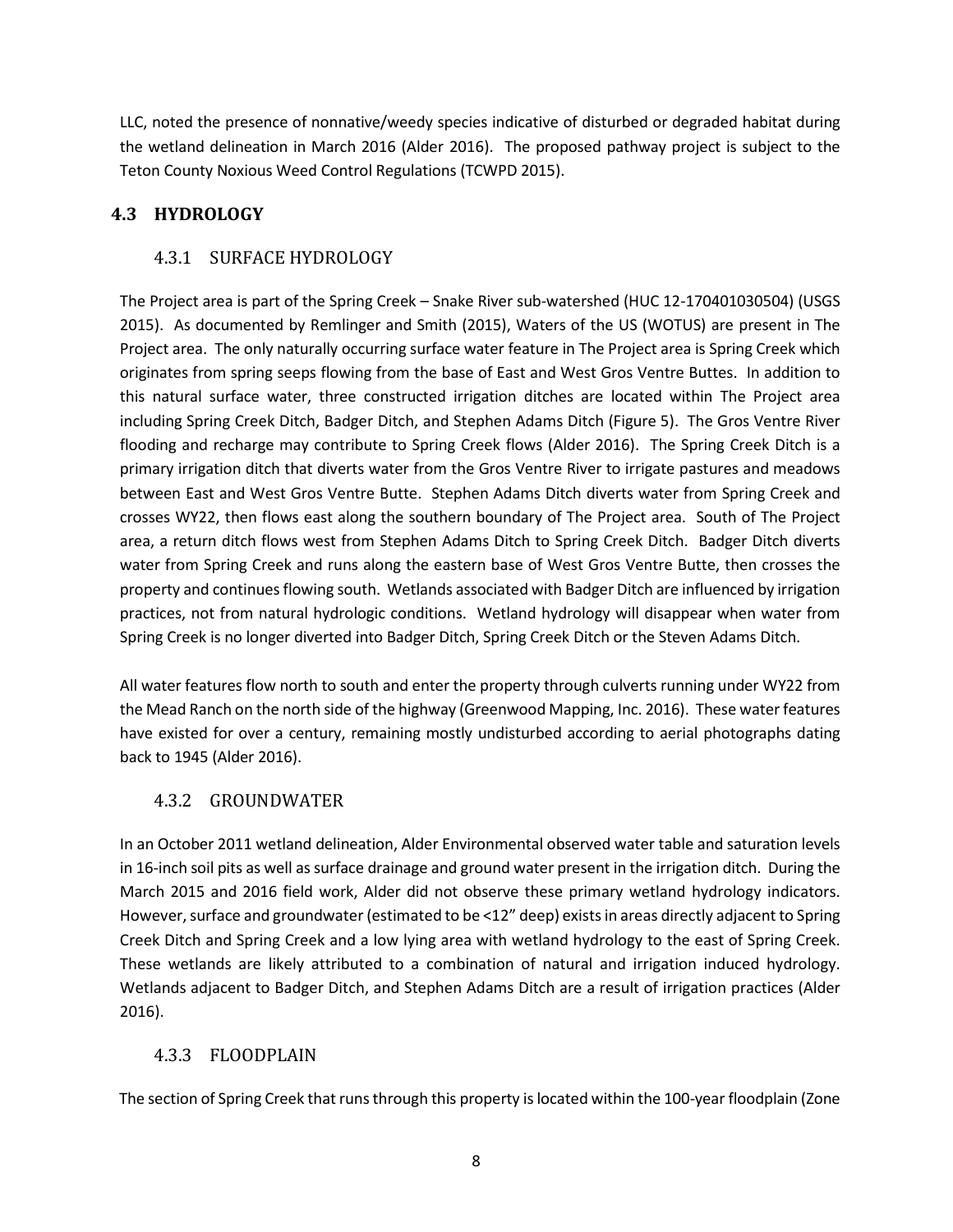LLC, noted the presence of nonnative/weedy species indicative of disturbed or degraded habitat during the wetland delineation in March 2016 (Alder 2016). The proposed pathway project is subject to the Teton County Noxious Weed Control Regulations (TCWPD 2015).

## 4.3 HYDROLOGY

### 4.3.1 SURFACE HYDROLOGY

The Project area is part of the Spring Creek – Snake River sub-watershed (HUC 12-170401030504) (USGS 2015). As documented by Remlinger and Smith (2015), Waters of the US (WOTUS) are present in The Project area. The only naturally occurring surface water feature in The Project area is Spring Creek which originates from spring seeps flowing from the base of East and West Gros Ventre Buttes. In addition to this natural surface water, three constructed irrigation ditches are located within The Project area including Spring Creek Ditch, Badger Ditch, and Stephen Adams Ditch (Figure 5). The Gros Ventre River flooding and recharge may contribute to Spring Creek flows (Alder 2016). The Spring Creek Ditch is a primary irrigation ditch that diverts water from the Gros Ventre River to irrigate pastures and meadows between East and West Gros Ventre Butte. Stephen Adams Ditch diverts water from Spring Creek and crosses WY22, then flows east along the southern boundary of The Project area. South of The Project area, a return ditch flows west from Stephen Adams Ditch to Spring Creek Ditch. Badger Ditch diverts water from Spring Creek and runs along the eastern base of West Gros Ventre Butte, then crosses the property and continues flowing south. Wetlands associated with Badger Ditch are influenced by irrigation practices, not from natural hydrologic conditions. Wetland hydrology will disappear when water from Spring Creek is no longer diverted into Badger Ditch, Spring Creek Ditch or the Steven Adams Ditch.

All water features flow north to south and enter the property through culverts running under WY22 from the Mead Ranch on the north side of the highway (Greenwood Mapping, Inc. 2016). These water features have existed for over a century, remaining mostly undisturbed according to aerial photographs dating back to 1945 (Alder 2016).

### 4.3.2 GROUNDWATER

In an October 2011 wetland delineation, Alder Environmental observed water table and saturation levels in 16-inch soil pits as well as surface drainage and ground water present in the irrigation ditch. During the March 2015 and 2016 field work, Alder did not observe these primary wetland hydrology indicators. However, surface and groundwater (estimated to be <12" deep) exists in areas directly adjacent to Spring Creek Ditch and Spring Creek and a low lying area with wetland hydrology to the east of Spring Creek. These wetlands are likely attributed to a combination of natural and irrigation induced hydrology. Wetlands adjacent to Badger Ditch, and Stephen Adams Ditch are a result of irrigation practices (Alder 2016).

### 4.3.3 FLOODPLAIN

The section of Spring Creek that runs through this property is located within the 100-year floodplain (Zone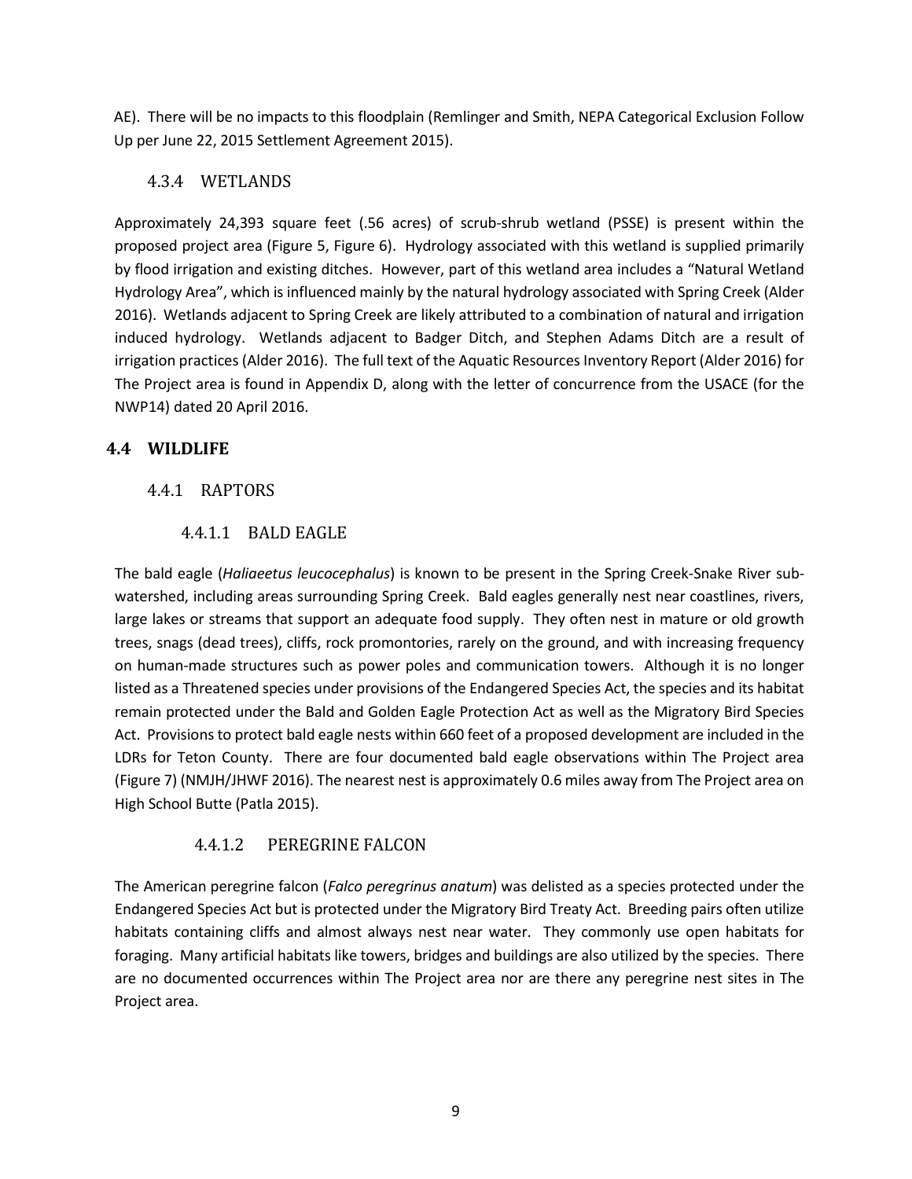AE). There will be no impacts to this floodplain (Remlinger and Smith, NEPA Categorical Exclusion Follow Up per June 22, 2015 Settlement Agreement 2015).

### 4.3.4 WETLANDS

Approximately 24,393 square feet (.56 acres) of scrub-shrub wetland (PSSE) is present within the proposed project area (Figure 5, Figure 6). Hydrology associated with this wetland is supplied primarily by flood irrigation and existing ditches. However, part of this wetland area includes a "Natural Wetland Hydrology Area", which is influenced mainly by the natural hydrology associated with Spring Creek (Alder 2016). Wetlands adjacent to Spring Creek are likely attributed to a combination of natural and irrigation induced hydrology. Wetlands adjacent to Badger Ditch, and Stephen Adams Ditch are a result of irrigation practices (Alder 2016). The full text of the Aquatic Resources Inventory Report (Alder 2016) for The Project area is found in Appendix D, along with the letter of concurrence from the USACE (for the NWP14) dated 20 April 2016.

## 4.4 WILDLIFE

### 4.4.1 RAPTORS

#### 4.4.1.1 BALD EAGLE

The bald eagle (*Haliaeetus leucocephalus*) is known to be present in the Spring Creek-Snake River sub-watershed, including areas surrounding Spring Creek. Bald eagles generally nest near coastlines, rivers, large lakes or streams that support an adequate food supply. They often nest in mature or old growth trees, snags (dead trees), cliffs, rock promontories, rarely on the ground, and with increasing frequency on human-made structures such as power poles and communication towers. Although it is no longer listed as a Threatened species under provisions of the Endangered Species Act, the species and its habitat remain protected under the Bald and Golden Eagle Protection Act as well as the Migratory Bird Species Act. Provisions to protect bald eagle nests within 660 feet of a proposed development are included in the LDRs for Teton County. There are four documented bald eagle observations within The Project area (Figure 7) (NMJH/JHWF 2016). The nearest nest is approximately 0.6 miles away from The Project area on High School Butte (Patla 2015).

#### 4.4.1.2 PEREGRINE FALCON

The American peregrine falcon (*Falco peregrinus anatum*) was delisted as a species protected under the Endangered Species Act but is protected under the Migratory Bird Treaty Act. Breeding pairs often utilize habitats containing cliffs and almost always nest near water. They commonly use open habitats for foraging. Many artificial habitats like towers, bridges and buildings are also utilized by the species. There are no documented occurrences within The Project area nor are there any peregrine nest sites in The Project area.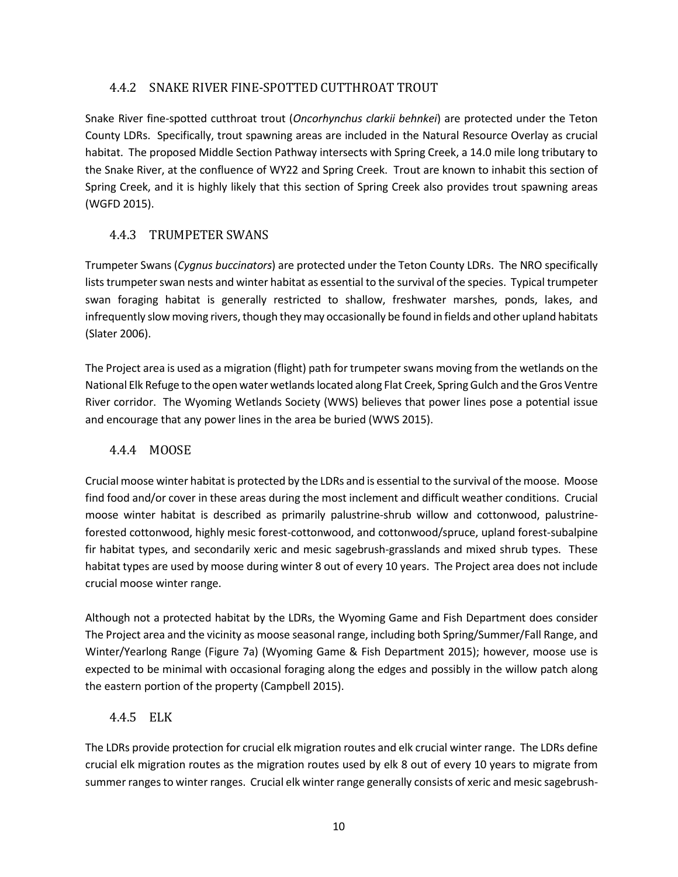### 4.4.2 SNAKE RIVER FINE-SPOTTED CUTTHROAT TROUT

Snake River fine-spotted cutthroat trout (*Oncorhynchus clarkii behnkei*) are protected under the Teton County LDRs. Specifically, trout spawning areas are included in the Natural Resource Overlay as crucial habitat. The proposed Middle Section Pathway intersects with Spring Creek, a 14.0 mile long tributary to the Snake River, at the confluence of WY22 and Spring Creek. Trout are known to inhabit this section of Spring Creek, and it is highly likely that this section of Spring Creek also provides trout spawning areas (WGFD 2015).

### 4.4.3 TRUMPETER SWANS

Trumpeter Swans (*Cygnus buccinators*) are protected under the Teton County LDRs. The NRO specifically lists trumpeter swan nests and winter habitat as essential to the survival of the species. Typical trumpeter swan foraging habitat is generally restricted to shallow, freshwater marshes, ponds, lakes, and infrequently slow moving rivers, though they may occasionally be found in fields and other upland habitats (Slater 2006).

The Project area is used as a migration (flight) path for trumpeter swans moving from the wetlands on the National Elk Refuge to the open water wetlands located along Flat Creek, Spring Gulch and the Gros Ventre River corridor. The Wyoming Wetlands Society (WWS) believes that power lines pose a potential issue and encourage that any power lines in the area be buried (WWS 2015).

### 4.4.4 MOOSE

Crucial moose winter habitat is protected by the LDRs and is essential to the survival of the moose. Moose find food and/or cover in these areas during the most inclement and difficult weather conditions. Crucial moose winter habitat is described as primarily palustrine-shrub willow and cottonwood, palustrine-forested cottonwood, highly mesic forest-cottonwood, and cottonwood/spruce, upland forest-subalpine fir habitat types, and secondarily xeric and mesic sagebrush-grasslands and mixed shrub types. These habitat types are used by moose during winter 8 out of every 10 years. The Project area does not include crucial moose winter range.

Although not a protected habitat by the LDRs, the Wyoming Game and Fish Department does consider The Project area and the vicinity as moose seasonal range, including both Spring/Summer/Fall Range, and Winter/Yearlong Range (Figure 7a) (Wyoming Game & Fish Department 2015); however, moose use is expected to be minimal with occasional foraging along the edges and possibly in the willow patch along the eastern portion of the property (Campbell 2015).

### 4.4.5 ELK

The LDRs provide protection for crucial elk migration routes and elk crucial winter range. The LDRs define crucial elk migration routes as the migration routes used by elk 8 out of every 10 years to migrate from summer ranges to winter ranges. Crucial elk winter range generally consists of xeric and mesic sagebrush-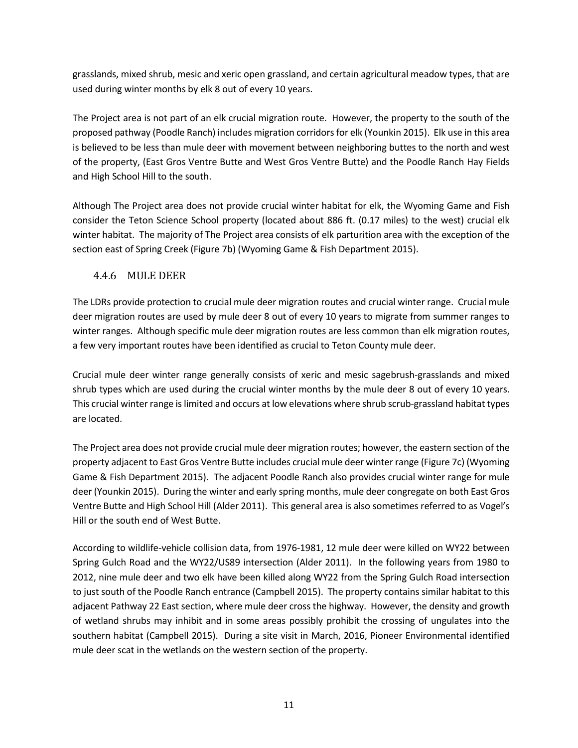grasslands, mixed shrub, mesic and xeric open grassland, and certain agricultural meadow types, that are used during winter months by elk 8 out of every 10 years.

The Project area is not part of an elk crucial migration route. However, the property to the south of the proposed pathway (Poodle Ranch) includes migration corridors for elk (Younkin 2015). Elk use in this area is believed to be less than mule deer with movement between neighboring buttes to the north and west of the property, (East Gros Ventre Butte and West Gros Ventre Butte) and the Poodle Ranch Hay Fields and High School Hill to the south.

Although The Project area does not provide crucial winter habitat for elk, the Wyoming Game and Fish consider the Teton Science School property (located about 886 ft. (0.17 miles) to the west) crucial elk winter habitat. The majority of The Project area consists of elk parturition area with the exception of the section east of Spring Creek (Figure 7b) (Wyoming Game & Fish Department 2015).

### 4.4.6 MULE DEER

The LDRs provide protection to crucial mule deer migration routes and crucial winter range. Crucial mule deer migration routes are used by mule deer 8 out of every 10 years to migrate from summer ranges to winter ranges. Although specific mule deer migration routes are less common than elk migration routes, a few very important routes have been identified as crucial to Teton County mule deer.

Crucial mule deer winter range generally consists of xeric and mesic sagebrush-grasslands and mixed shrub types which are used during the crucial winter months by the mule deer 8 out of every 10 years. This crucial winter range is limited and occurs at low elevations where shrub scrub-grassland habitat types are located.

The Project area does not provide crucial mule deer migration routes; however, the eastern section of the property adjacent to East Gros Ventre Butte includes crucial mule deer winter range (Figure 7c) (Wyoming Game & Fish Department 2015). The adjacent Poodle Ranch also provides crucial winter range for mule deer (Younkin 2015). During the winter and early spring months, mule deer congregate on both East Gros Ventre Butte and High School Hill (Alder 2011). This general area is also sometimes referred to as Vogel's Hill or the south end of West Butte.

According to wildlife-vehicle collision data, from 1976-1981, 12 mule deer were killed on WY22 between Spring Gulch Road and the WY22/US89 intersection (Alder 2011). In the following years from 1980 to 2012, nine mule deer and two elk have been killed along WY22 from the Spring Gulch Road intersection to just south of the Poodle Ranch entrance (Campbell 2015). The property contains similar habitat to this adjacent Pathway 22 East section, where mule deer cross the highway. However, the density and growth of wetland shrubs may inhibit and in some areas possibly prohibit the crossing of ungulates into the southern habitat (Campbell 2015). During a site visit in March, 2016, Pioneer Environmental identified mule deer scat in the wetlands on the western section of the property.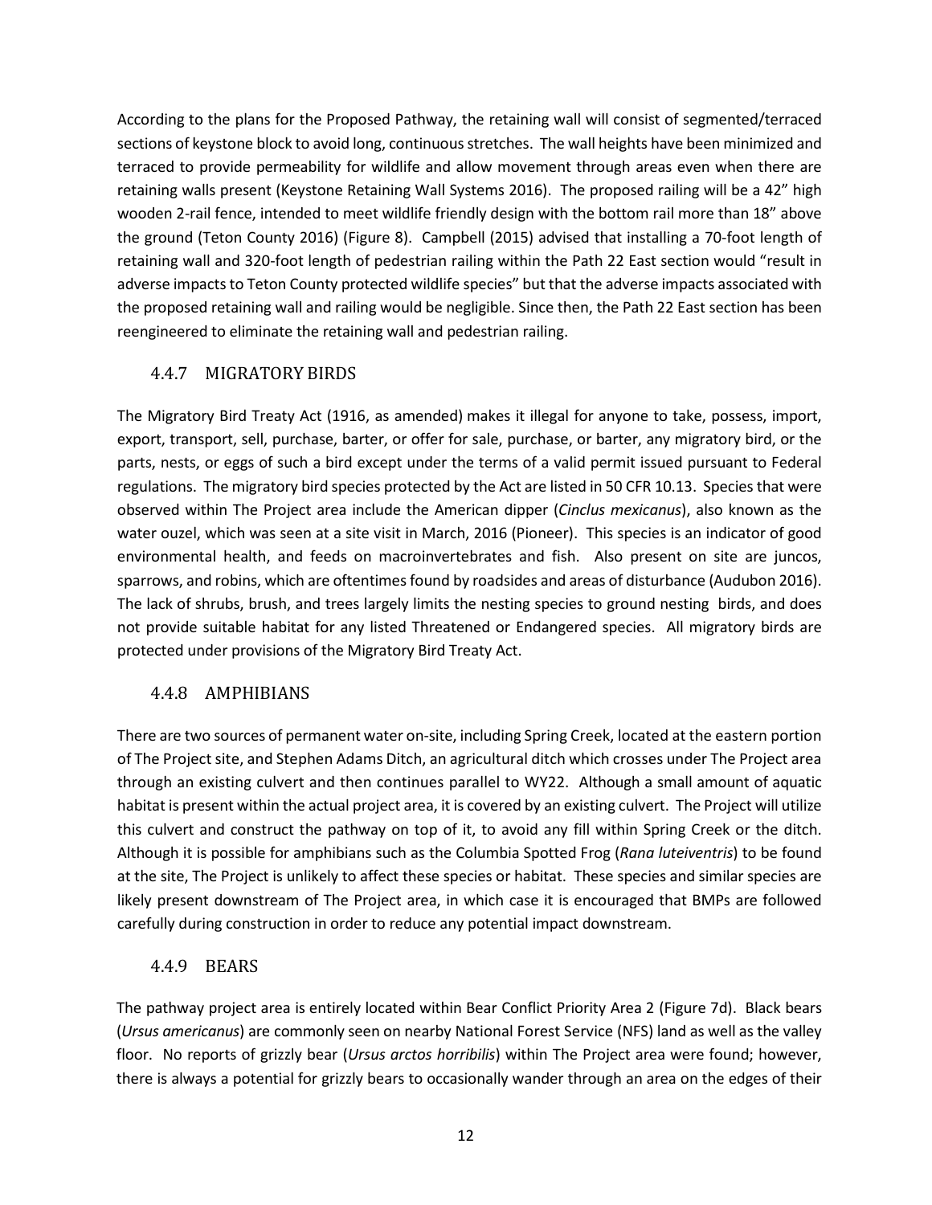According to the plans for the Proposed Pathway, the retaining wall will consist of segmented/terraced sections of keystone block to avoid long, continuous stretches. The wall heights have been minimized and terraced to provide permeability for wildlife and allow movement through areas even when there are retaining walls present (Keystone Retaining Wall Systems 2016). The proposed railing will be a 42" high wooden 2-rail fence, intended to meet wildlife friendly design with the bottom rail more than 18" above the ground (Teton County 2016) (Figure 8). Campbell (2015) advised that installing a 70-foot length of retaining wall and 320-foot length of pedestrian railing within the Path 22 East section would "result in adverse impacts to Teton County protected wildlife species" but that the adverse impacts associated with the proposed retaining wall and railing would be negligible. Since then, the Path 22 East section has been reengineered to eliminate the retaining wall and pedestrian railing.

### 4.4.7 MIGRATORY BIRDS

The Migratory Bird Treaty Act (1916, as amended) makes it illegal for anyone to take, possess, import, export, transport, sell, purchase, barter, or offer for sale, purchase, or barter, any migratory bird, or the parts, nests, or eggs of such a bird except under the terms of a valid permit issued pursuant to Federal regulations. The migratory bird species protected by the Act are listed in 50 CFR 10.13. Species that were observed within The Project area include the American dipper (*Cinclus mexicanus*), also known as the water ouzel, which was seen at a site visit in March, 2016 (Pioneer). This species is an indicator of good environmental health, and feeds on macroinvertebrates and fish. Also present on site are juncos, sparrows, and robins, which are oftentimes found by roadsides and areas of disturbance (Audubon 2016). The lack of shrubs, brush, and trees largely limits the nesting species to ground nesting birds, and does not provide suitable habitat for any listed Threatened or Endangered species. All migratory birds are protected under provisions of the Migratory Bird Treaty Act.

### 4.4.8 AMPHIBIANS

There are two sources of permanent water on-site, including Spring Creek, located at the eastern portion of The Project site, and Stephen Adams Ditch, an agricultural ditch which crosses under The Project area through an existing culvert and then continues parallel to WY22. Although a small amount of aquatic habitat is present within the actual project area, it is covered by an existing culvert. The Project will utilize this culvert and construct the pathway on top of it, to avoid any fill within Spring Creek or the ditch. Although it is possible for amphibians such as the Columbia Spotted Frog (*Rana luteiventris*) to be found at the site, The Project is unlikely to affect these species or habitat. These species and similar species are likely present downstream of The Project area, in which case it is encouraged that BMPs are followed carefully during construction in order to reduce any potential impact downstream.

### 4.4.9 BEARS

The pathway project area is entirely located within Bear Conflict Priority Area 2 (Figure 7d). Black bears (*Ursus americanus*) are commonly seen on nearby National Forest Service (NFS) land as well as the valley floor. No reports of grizzly bear (*Ursus arctos horribilis*) within The Project area were found; however, there is always a potential for grizzly bears to occasionally wander through an area on the edges of their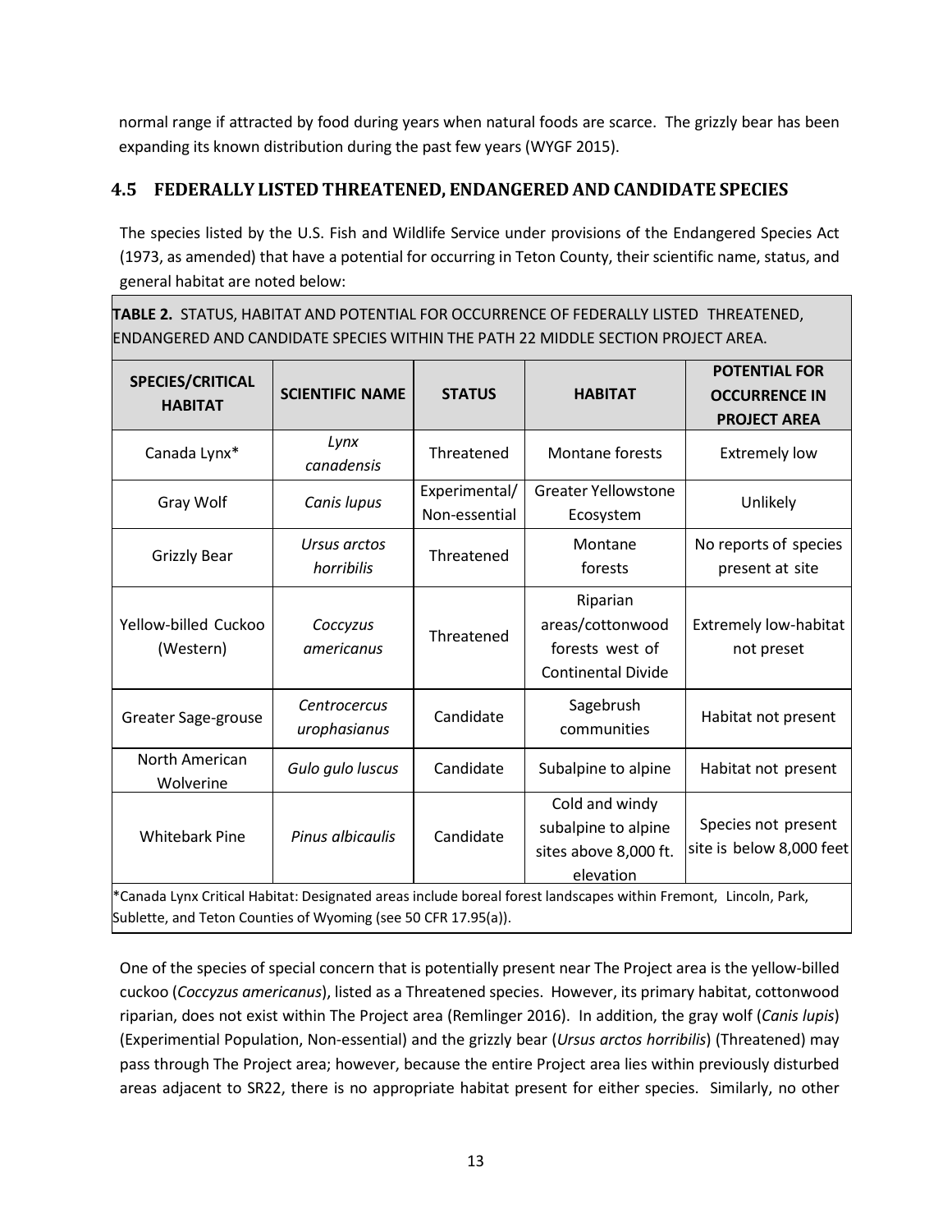normal range if attracted by food during years when natural foods are scarce. The grizzly bear has been expanding its known distribution during the past few years (WYGF 2015).

## 4.5 FEDERALLY LISTED THREATENED, ENDANGERED AND CANDIDATE SPECIES

The species listed by the U.S. Fish and Wildlife Service under provisions of the Endangered Species Act (1973, as amended) that have a potential for occurring in Teton County, their scientific name, status, and general habitat are noted below:

**TABLE 2.** STATUS, HABITAT AND POTENTIAL FOR OCCURRENCE OF FEDERALLY LISTED THREATENED, ENDANGERED AND CANDIDATE SPECIES WITHIN THE PATH 22 MIDDLE SECTION PROJECT AREA.

| SPECIES/CRITICAL HABITAT | SCIENTIFIC NAME | STATUS | HABITAT | POTENTIAL FOR OCCURRENCE IN PROJECT AREA |
|---|---|---|---|---|
| Canada Lynx* | *Lynx canadensis* | Threatened | Montane forests | Extremely low |
| Gray Wolf | *Canis lupus* | Experimental/ Non-essential | Greater Yellowstone Ecosystem | Unlikely |
| Grizzly Bear | *Ursus arctos horribilis* | Threatened | Montane forests | No reports of species present at site |
| Yellow-billed Cuckoo (Western) | *Coccyzus americanus* | Threatened | Riparian areas/cottonwood forests west of Continental Divide | Extremely low-habitat not preset |
| Greater Sage-grouse | *Centrocercus urophasianus* | Candidate | Sagebrush communities | Habitat not present |
| North American Wolverine | *Gulo gulo luscus* | Candidate | Subalpine to alpine | Habitat not present |
| Whitebark Pine | *Pinus albicaulis* | Candidate | Cold and windy subalpine to alpine sites above 8,000 ft. elevation | Species not present site is below 8,000 feet |

*Canada Lynx Critical Habitat: Designated areas include boreal forest landscapes within Fremont, Lincoln, Park, Sublette, and Teton Counties of Wyoming (see 50 CFR 17.95(a)).

One of the species of special concern that is potentially present near The Project area is the yellow-billed cuckoo (*Coccyzus americanus*), listed as a Threatened species. However, its primary habitat, cottonwood riparian, does not exist within The Project area (Remlinger 2016). In addition, the gray wolf (*Canis lupis*) (Experimential Population, Non-essential) and the grizzly bear (*Ursus arctos horribilis*) (Threatened) may pass through The Project area; however, because the entire Project area lies within previously disturbed areas adjacent to SR22, there is no appropriate habitat present for either species. Similarly, no other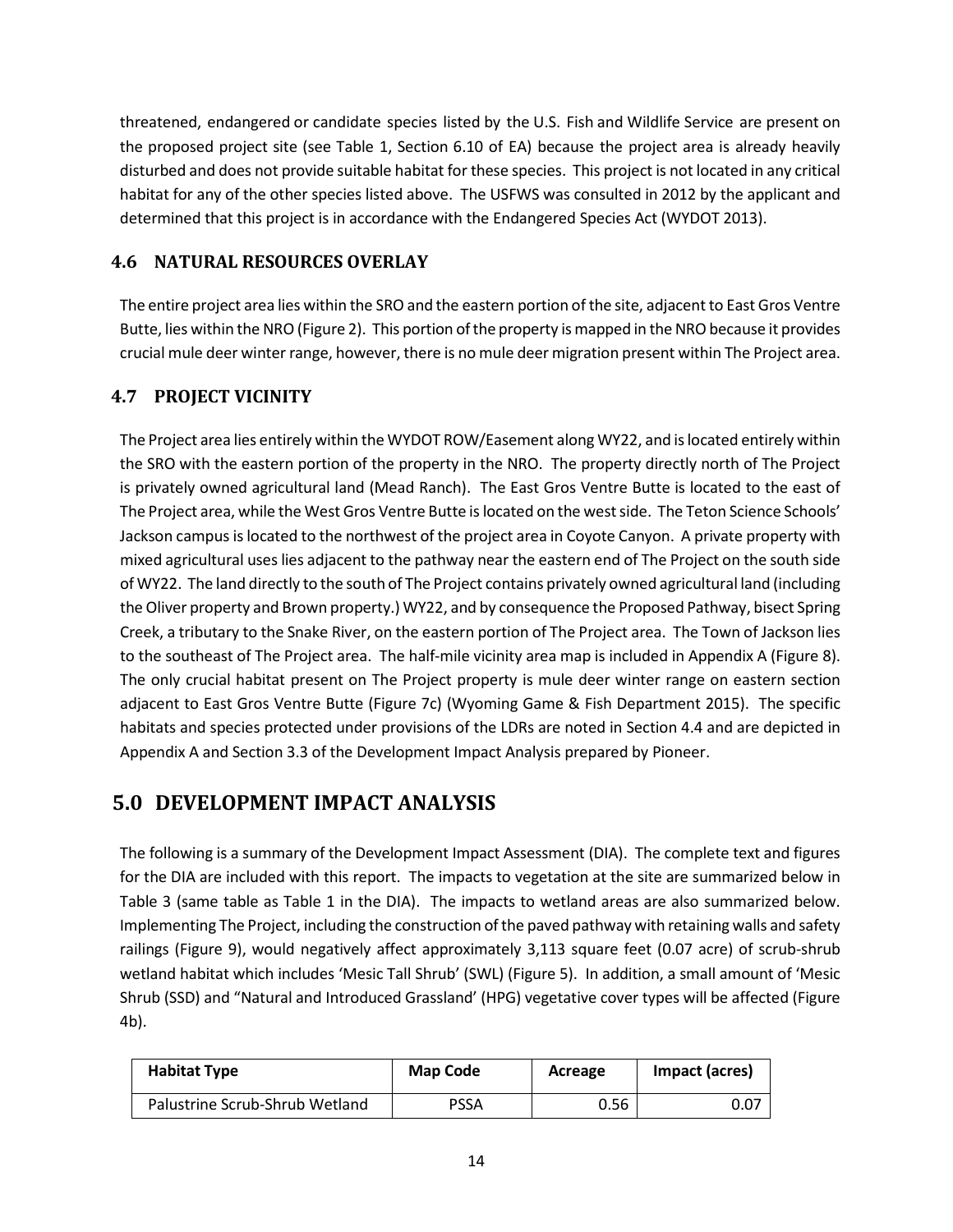threatened, endangered or candidate species listed by the U.S. Fish and Wildlife Service are present on the proposed project site (see Table 1, Section 6.10 of EA) because the project area is already heavily disturbed and does not provide suitable habitat for these species. This project is not located in any critical habitat for any of the other species listed above. The USFWS was consulted in 2012 by the applicant and determined that this project is in accordance with the Endangered Species Act (WYDOT 2013).

### 4.6 NATURAL RESOURCES OVERLAY

The entire project area lies within the SRO and the eastern portion of the site, adjacent to East Gros Ventre Butte, lies within the NRO (Figure 2). This portion of the property is mapped in the NRO because it provides crucial mule deer winter range, however, there is no mule deer migration present within The Project area.

### 4.7 PROJECT VICINITY

The Project area lies entirely within the WYDOT ROW/Easement along WY22, and is located entirely within the SRO with the eastern portion of the property in the NRO. The property directly north of The Project is privately owned agricultural land (Mead Ranch). The East Gros Ventre Butte is located to the east of The Project area, while the West Gros Ventre Butte is located on the west side. The Teton Science Schools' Jackson campus is located to the northwest of the project area in Coyote Canyon. A private property with mixed agricultural uses lies adjacent to the pathway near the eastern end of The Project on the south side of WY22. The land directly to the south of The Project contains privately owned agricultural land (including the Oliver property and Brown property.) WY22, and by consequence the Proposed Pathway, bisect Spring Creek, a tributary to the Snake River, on the eastern portion of The Project area. The Town of Jackson lies to the southeast of The Project area. The half-mile vicinity area map is included in Appendix A (Figure 8). The only crucial habitat present on The Project property is mule deer winter range on eastern section adjacent to East Gros Ventre Butte (Figure 7c) (Wyoming Game & Fish Department 2015). The specific habitats and species protected under provisions of the LDRs are noted in Section 4.4 and are depicted in Appendix A and Section 3.3 of the Development Impact Analysis prepared by Pioneer.

## 5.0 DEVELOPMENT IMPACT ANALYSIS

The following is a summary of the Development Impact Assessment (DIA). The complete text and figures for the DIA are included with this report. The impacts to vegetation at the site are summarized below in Table 3 (same table as Table 1 in the DIA). The impacts to wetland areas are also summarized below. Implementing The Project, including the construction of the paved pathway with retaining walls and safety railings (Figure 9), would negatively affect approximately 3,113 square feet (0.07 acre) of scrub-shrub wetland habitat which includes 'Mesic Tall Shrub' (SWL) (Figure 5). In addition, a small amount of 'Mesic Shrub (SSD) and "Natural and Introduced Grassland' (HPG) vegetative cover types will be affected (Figure 4b).

| Habitat Type | Map Code | Acreage | Impact (acres) |
|---|---|---|---|
| Palustrine Scrub-Shrub Wetland | PSSA | 0.56 | 0.07 |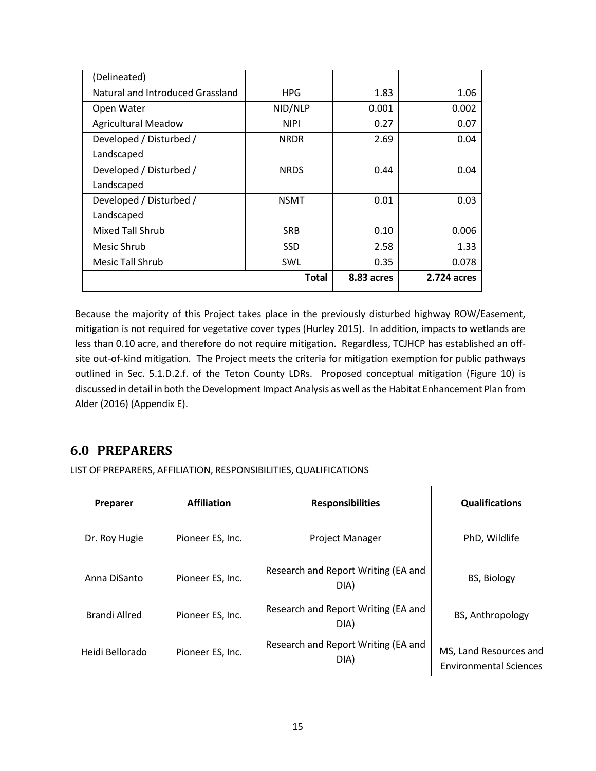| | | | |
|---|---|---|---|
| (Delineated) | | | |
| Natural and Introduced Grassland | HPG | 1.83 | 1.06 |
| Open Water | NID/NLP | 0.001 | 0.002 |
| Agricultural Meadow | NIPI | 0.27 | 0.07 |
| Developed / Disturbed / Landscaped | NRDR | 2.69 | 0.04 |
| Developed / Disturbed / Landscaped | NRDS | 0.44 | 0.04 |
| Developed / Disturbed / Landscaped | NSMT | 0.01 | 0.03 |
| Mixed Tall Shrub | SRB | 0.10 | 0.006 |
| Mesic Shrub | SSD | 2.58 | 1.33 |
| Mesic Tall Shrub | SWL | 0.35 | 0.078 |
| | **Total** | **8.83 acres** | **2.724 acres** |

Because the majority of this Project takes place in the previously disturbed highway ROW/Easement, mitigation is not required for vegetative cover types (Hurley 2015). In addition, impacts to wetlands are less than 0.10 acre, and therefore do not require mitigation. Regardless, TCJHCP has established an off-site out-of-kind mitigation. The Project meets the criteria for mitigation exemption for public pathways outlined in Sec. 5.1.D.2.f. of the Teton County LDRs. Proposed conceptual mitigation (Figure 10) is discussed in detail in both the Development Impact Analysis as well as the Habitat Enhancement Plan from Alder (2016) (Appendix E).

## 6.0 PREPARERS

LIST OF PREPARERS, AFFILIATION, RESPONSIBILITIES, QUALIFICATIONS

| Preparer | Affiliation | Responsibilities | Qualifications |
|---|---|---|---|
| Dr. Roy Hugie | Pioneer ES, Inc. | Project Manager | PhD, Wildlife |
| Anna DiSanto | Pioneer ES, Inc. | Research and Report Writing (EA and DIA) | BS, Biology |
| Brandi Allred | Pioneer ES, Inc. | Research and Report Writing (EA and DIA) | BS, Anthropology |
| Heidi Bellorado | Pioneer ES, Inc. | Research and Report Writing (EA and DIA) | MS, Land Resources and Environmental Sciences |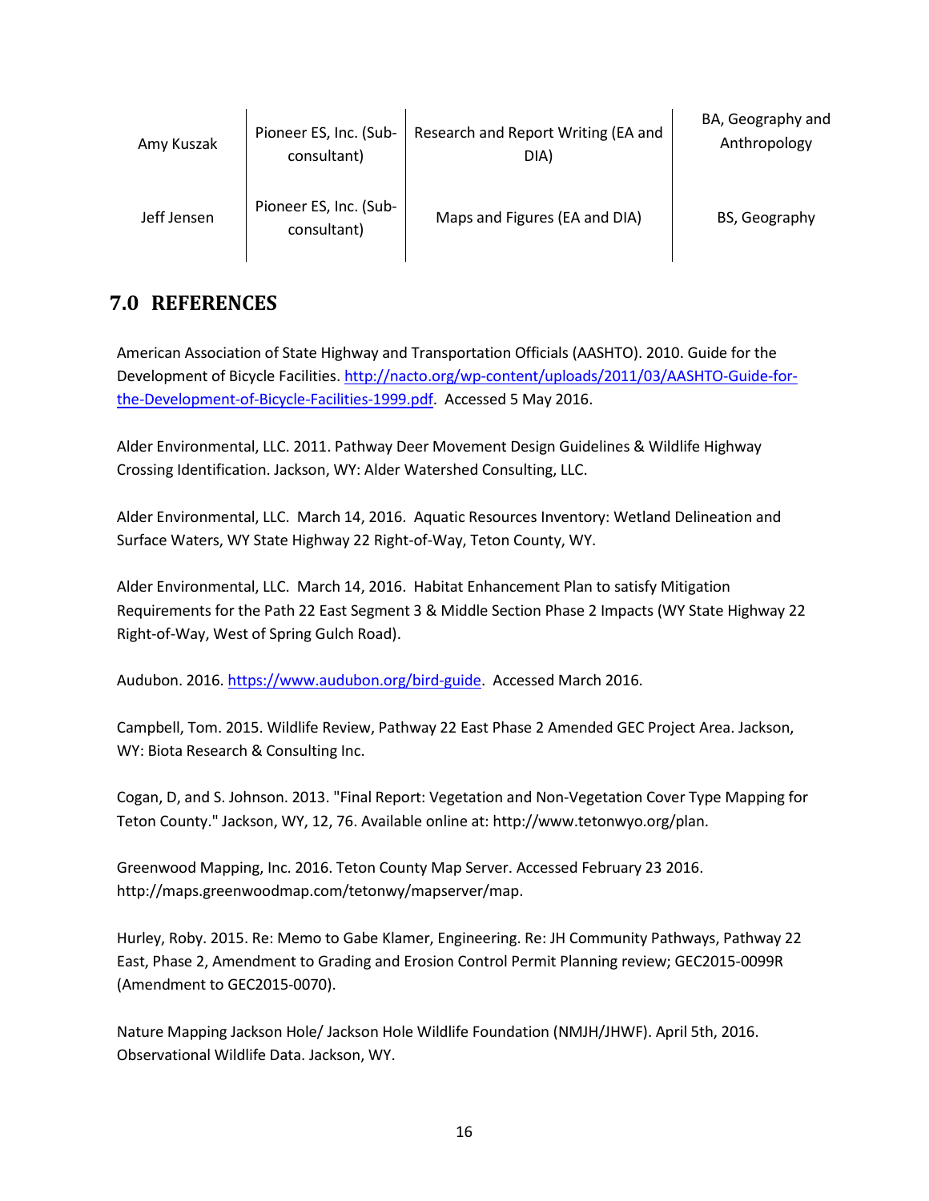| | | | |
|---|---|---|---|
| Amy Kuszak | Pioneer ES, Inc. (Sub-consultant) | Research and Report Writing (EA and DIA) | BA, Geography and Anthropology |
| Jeff Jensen | Pioneer ES, Inc. (Sub-consultant) | Maps and Figures (EA and DIA) | BS, Geography |

## 7.0 REFERENCES

American Association of State Highway and Transportation Officials (AASHTO). 2010. Guide for the Development of Bicycle Facilities. http://nacto.org/wp-content/uploads/2011/03/AASHTO-Guide-for-the-Development-of-Bicycle-Facilities-1999.pdf. Accessed 5 May 2016.

Alder Environmental, LLC. 2011. Pathway Deer Movement Design Guidelines & Wildlife Highway Crossing Identification. Jackson, WY: Alder Watershed Consulting, LLC.

Alder Environmental, LLC. March 14, 2016. Aquatic Resources Inventory: Wetland Delineation and Surface Waters, WY State Highway 22 Right-of-Way, Teton County, WY.

Alder Environmental, LLC. March 14, 2016. Habitat Enhancement Plan to satisfy Mitigation Requirements for the Path 22 East Segment 3 & Middle Section Phase 2 Impacts (WY State Highway 22 Right-of-Way, West of Spring Gulch Road).

Audubon. 2016. https://www.audubon.org/bird-guide. Accessed March 2016.

Campbell, Tom. 2015. Wildlife Review, Pathway 22 East Phase 2 Amended GEC Project Area. Jackson, WY: Biota Research & Consulting Inc.

Cogan, D, and S. Johnson. 2013. "Final Report: Vegetation and Non-Vegetation Cover Type Mapping for Teton County." Jackson, WY, 12, 76. Available online at: http://www.tetonwyo.org/plan.

Greenwood Mapping, Inc. 2016. Teton County Map Server. Accessed February 23 2016. http://maps.greenwoodmap.com/tetonwy/mapserver/map.

Hurley, Roby. 2015. Re: Memo to Gabe Klamer, Engineering. Re: JH Community Pathways, Pathway 22 East, Phase 2, Amendment to Grading and Erosion Control Permit Planning review; GEC2015-0099R (Amendment to GEC2015-0070).

Nature Mapping Jackson Hole/ Jackson Hole Wildlife Foundation (NMJH/JHWF). April 5th, 2016. Observational Wildlife Data. Jackson, WY.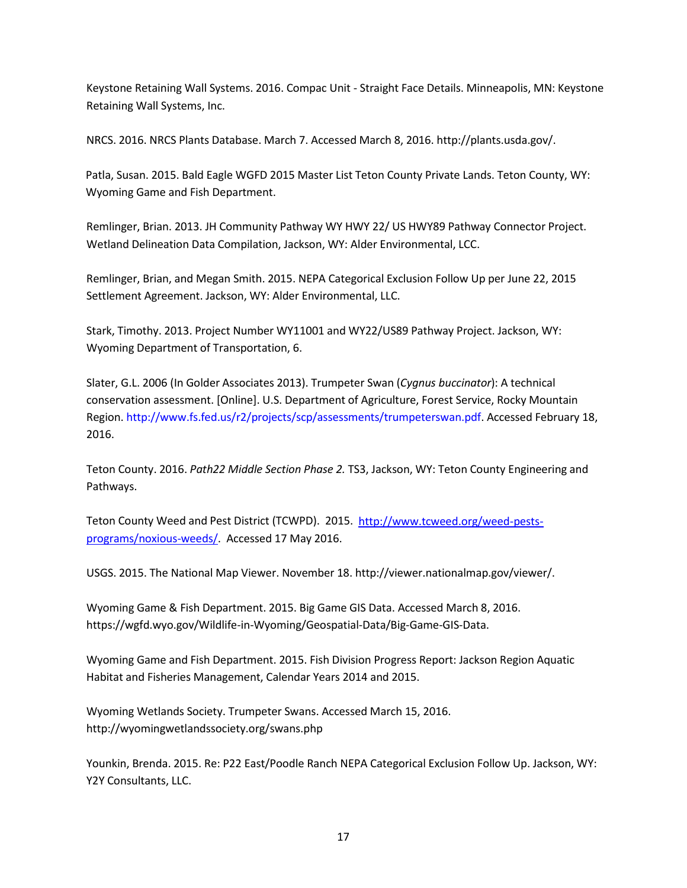Keystone Retaining Wall Systems. 2016. Compac Unit - Straight Face Details. Minneapolis, MN: Keystone Retaining Wall Systems, Inc.

NRCS. 2016. NRCS Plants Database. March 7. Accessed March 8, 2016. http://plants.usda.gov/.

Patla, Susan. 2015. Bald Eagle WGFD 2015 Master List Teton County Private Lands. Teton County, WY: Wyoming Game and Fish Department.

Remlinger, Brian. 2013. JH Community Pathway WY HWY 22/ US HWY89 Pathway Connector Project. Wetland Delineation Data Compilation, Jackson, WY: Alder Environmental, LCC.

Remlinger, Brian, and Megan Smith. 2015. NEPA Categorical Exclusion Follow Up per June 22, 2015 Settlement Agreement. Jackson, WY: Alder Environmental, LLC.

Stark, Timothy. 2013. Project Number WY11001 and WY22/US89 Pathway Project. Jackson, WY: Wyoming Department of Transportation, 6.

Slater, G.L. 2006 (In Golder Associates 2013). Trumpeter Swan (*Cygnus buccinator*): A technical conservation assessment. [Online]. U.S. Department of Agriculture, Forest Service, Rocky Mountain Region. http://www.fs.fed.us/r2/projects/scp/assessments/trumpeterswan.pdf. Accessed February 18, 2016.

Teton County. 2016. *Path22 Middle Section Phase 2.* TS3, Jackson, WY: Teton County Engineering and Pathways.

Teton County Weed and Pest District (TCWPD). 2015. http://www.tcweed.org/weed-pests-programs/noxious-weeds/. Accessed 17 May 2016.

USGS. 2015. The National Map Viewer. November 18. http://viewer.nationalmap.gov/viewer/.

Wyoming Game & Fish Department. 2015. Big Game GIS Data. Accessed March 8, 2016. https://wgfd.wyo.gov/Wildlife-in-Wyoming/Geospatial-Data/Big-Game-GIS-Data.

Wyoming Game and Fish Department. 2015. Fish Division Progress Report: Jackson Region Aquatic Habitat and Fisheries Management, Calendar Years 2014 and 2015.

Wyoming Wetlands Society. Trumpeter Swans. Accessed March 15, 2016. http://wyomingwetlandssociety.org/swans.php

Younkin, Brenda. 2015. Re: P22 East/Poodle Ranch NEPA Categorical Exclusion Follow Up. Jackson, WY: Y2Y Consultants, LLC.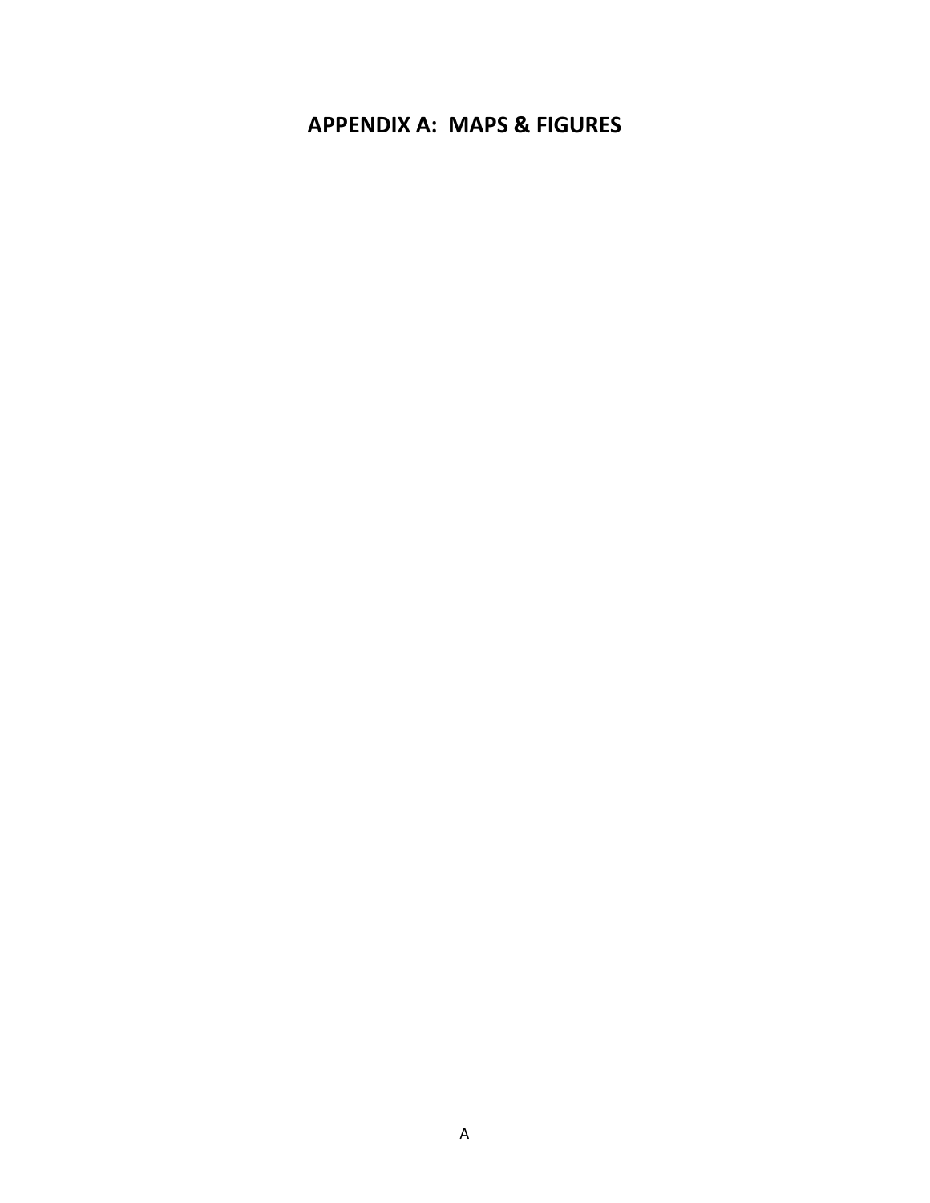# APPENDIX A: MAPS & FIGURES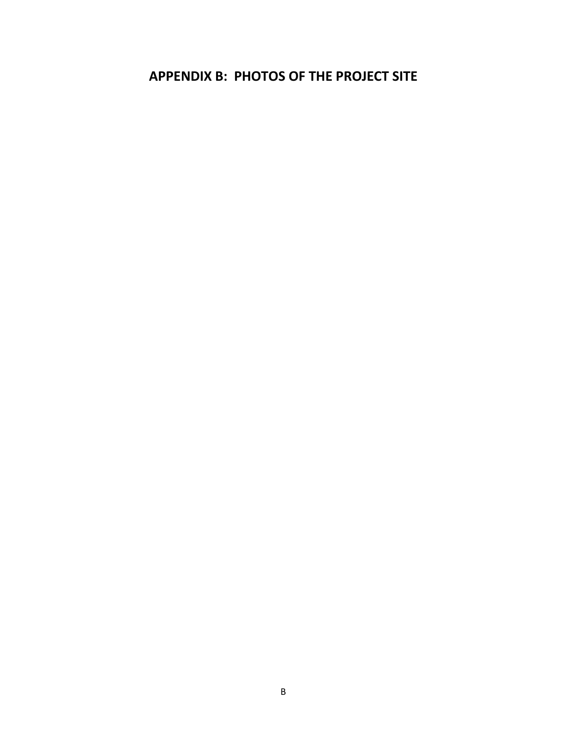# APPENDIX B: PHOTOS OF THE PROJECT SITE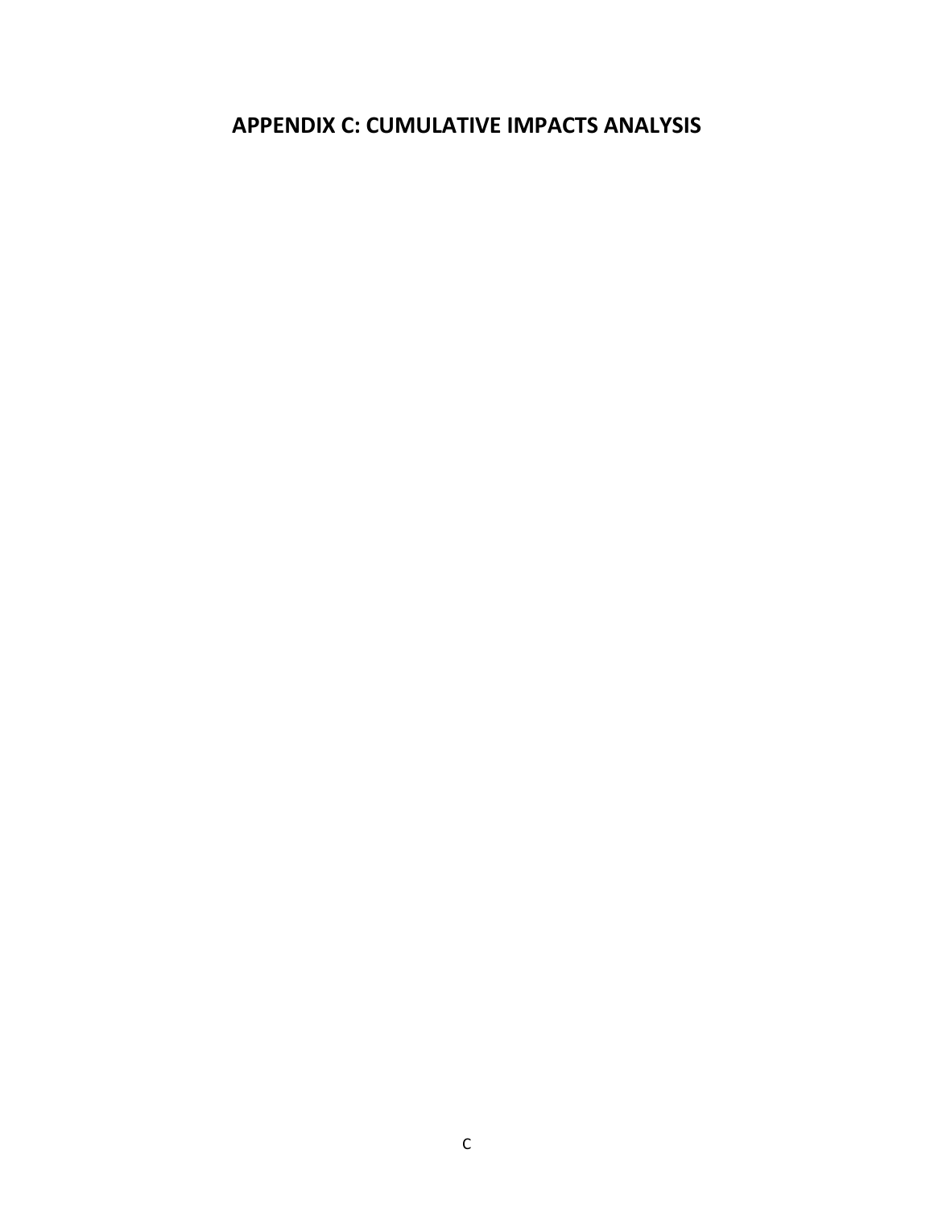# APPENDIX C: CUMULATIVE IMPACTS ANALYSIS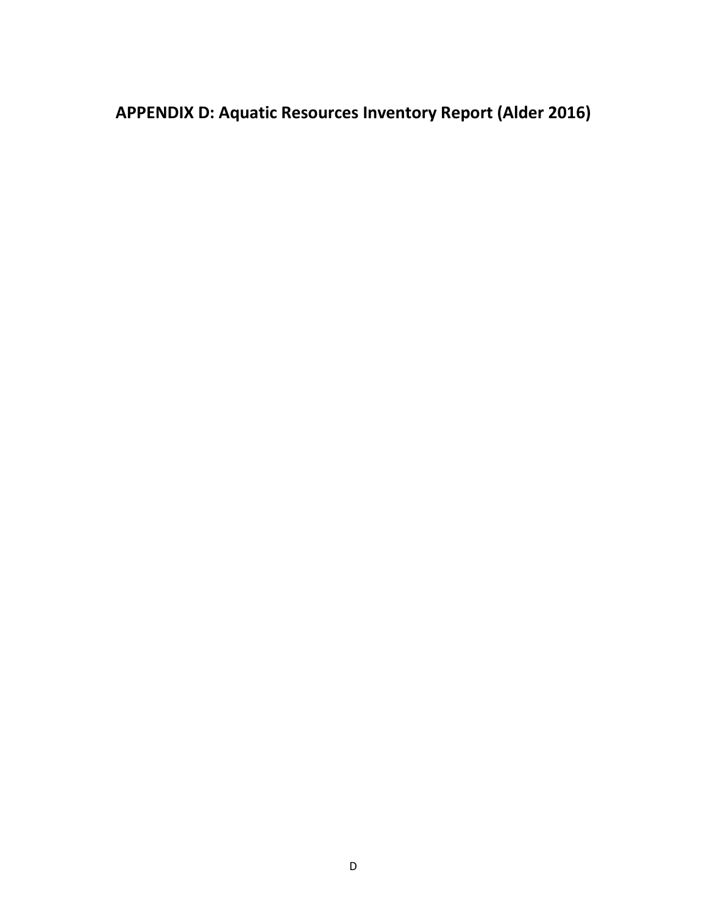# APPENDIX D: Aquatic Resources Inventory Report (Alder 2016)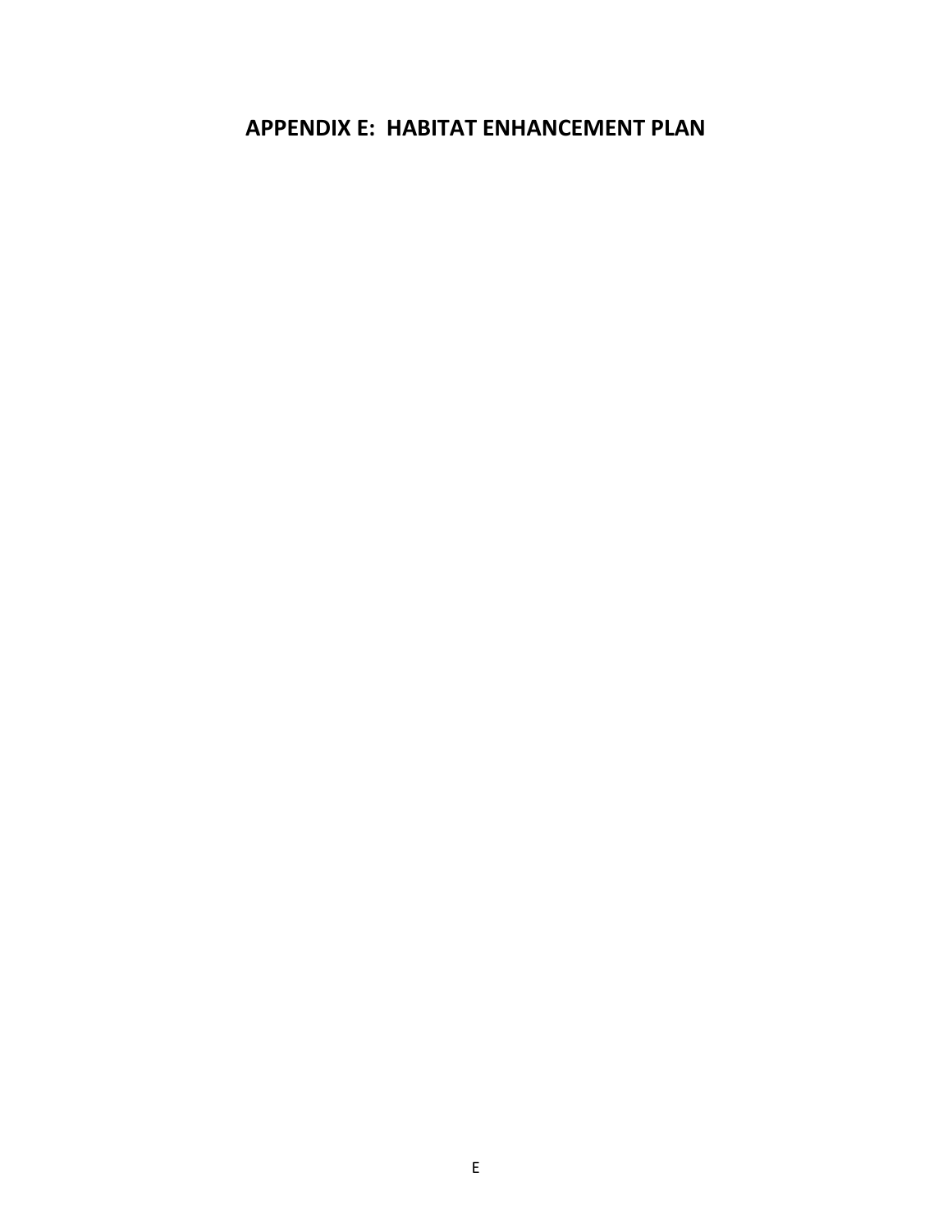# APPENDIX E: HABITAT ENHANCEMENT PLAN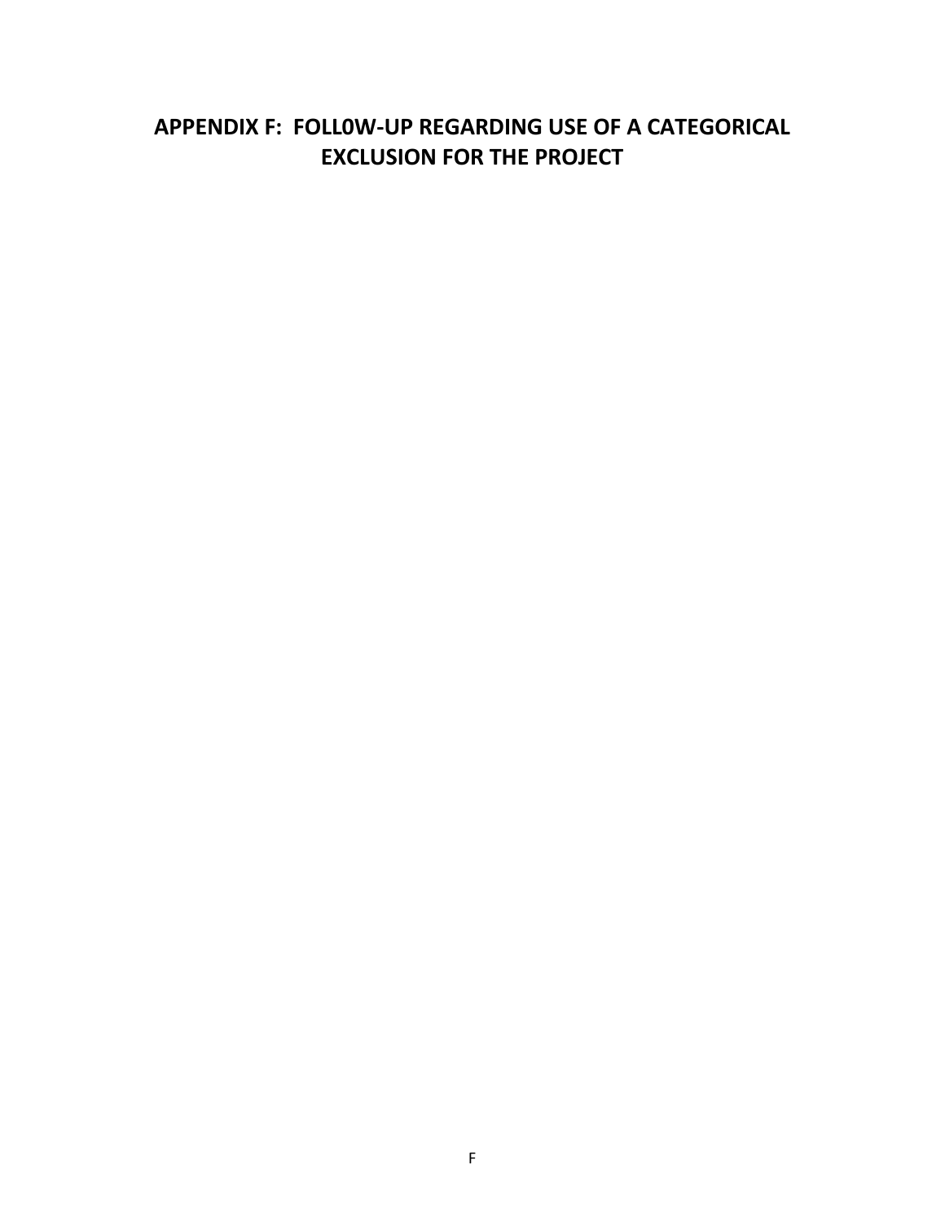# APPENDIX F: FOLL0W-UP REGARDING USE OF A CATEGORICAL EXCLUSION FOR THE PROJECT